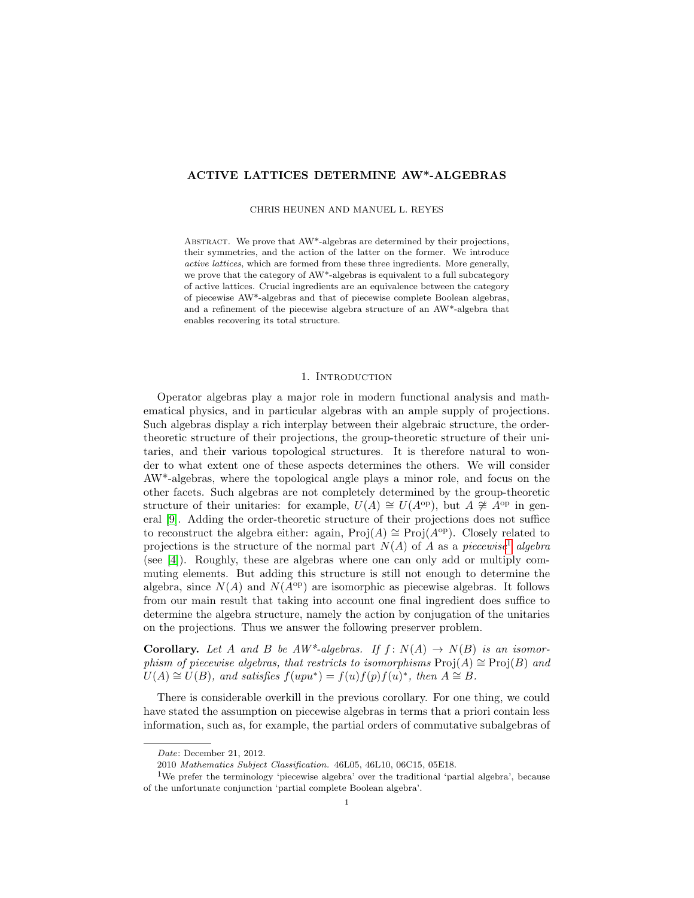# ACTIVE LATTICES DETERMINE AW*-ALGEBRAS

CHRIS HEUNEN AND MANUEL L. REYES

ABSTRACT. We prove that AW*-algebras are determined by their projections, their symmetries, and the action of the latter on the former. We introduce *active lattices*, which are formed from these three ingredients. More generally, we prove that the category of AW*-algebras is equivalent to a full subcategory of active lattices. Crucial ingredients are an equivalence between the category of piecewise AW*-algebras and that of piecewise complete Boolean algebras, and a refinement of the piecewise algebra structure of an AW*-algebra that enables recovering its total structure.

## 1. INTRODUCTION

Operator algebras play a major role in modern functional analysis and mathematical physics, and in particular algebras with an ample supply of projections. Such algebras display a rich interplay between their algebraic structure, the order-theoretic structure of their projections, the group-theoretic structure of their unitaries, and their various topological structures. It is therefore natural to wonder to what extent one of these aspects determines the others. We will consider AW*-algebras, where the topological angle plays a minor role, and focus on the other facets. Such algebras are not completely determined by the group-theoretic structure of their unitaries: for example, $U(A) \cong U(A^{\mathrm{op}})$, but $A \not\cong A^{\mathrm{op}}$ in general [9]. Adding the order-theoretic structure of their projections does not suffice to reconstruct the algebra either: again, $\mathrm{Proj}(A) \cong \mathrm{Proj}(A^{\mathrm{op}})$. Closely related to projections is the structure of the normal part $N(A)$ of $A$ as a *piecewise*[1] *algebra* (see [4]). Roughly, these are algebras where one can only add or multiply commuting elements. But adding this structure is still not enough to determine the algebra, since $N(A)$ and $N(A^{\mathrm{op}})$ are isomorphic as piecewise algebras. It follows from our main result that taking into account one final ingredient does suffice to determine the algebra structure, namely the action by conjugation of the unitaries on the projections. Thus we answer the following preserver problem.

**Corollary.** *Let $A$ and $B$ be AW*-algebras. If $f\colon N(A) \to N(B)$ is an isomorphism of piecewise algebras, that restricts to isomorphisms $\mathrm{Proj}(A) \cong \mathrm{Proj}(B)$ and $U(A) \cong U(B)$, and satisfies $f(upu^*) = f(u)f(p)f(u)^*$, then $A \cong B$.*

There is considerable overkill in the previous corollary. For one thing, we could have stated the assumption on piecewise algebras in terms that a priori contain less information, such as, for example, the partial orders of commutative subalgebras of

---

*Date*: December 21, 2012.

2010 *Mathematics Subject Classification.* 46L05, 46L10, 06C15, 05E18.

[1] We prefer the terminology 'piecewise algebra' over the traditional 'partial algebra', because of the unfortunate conjunction 'partial complete Boolean algebra'.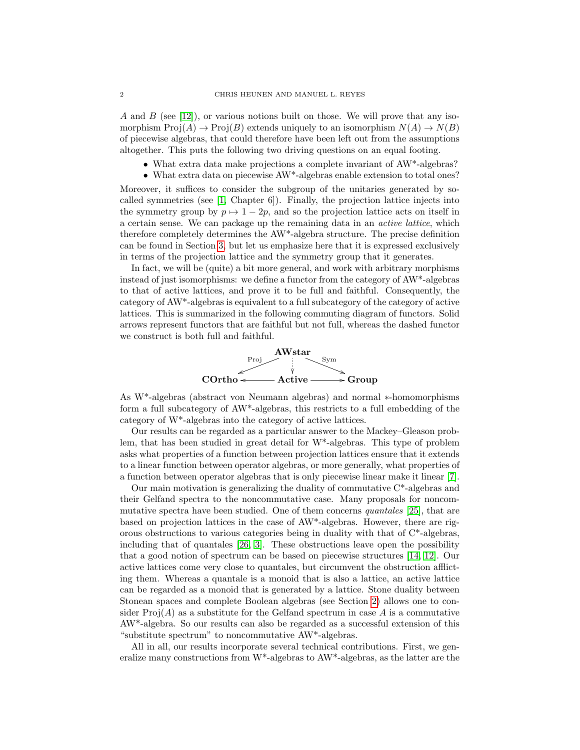$A$ and $B$ (see [12]), or various notions built on those. We will prove that any isomorphism $\mathrm{Proj}(A) \to \mathrm{Proj}(B)$ extends uniquely to an isomorphism $N(A) \to N(B)$ of piecewise algebras, that could therefore have been left out from the assumptions altogether. This puts the following two driving questions on an equal footing.

- What extra data make projections a complete invariant of AW*-algebras?
- What extra data on piecewise AW*-algebras enable extension to total ones?

Moreover, it suffices to consider the subgroup of the unitaries generated by so-called symmetries (see [1, Chapter 6]). Finally, the projection lattice injects into the symmetry group by $p \mapsto 1 - 2p$, and so the projection lattice acts on itself in a certain sense. We can package up the remaining data in an *active lattice*, which therefore completely determines the AW*-algebra structure. The precise definition can be found in Section 3, but let us emphasize here that it is expressed exclusively in terms of the projection lattice and the symmetry group that it generates.

In fact, we will be (quite) a bit more general, and work with arbitrary morphisms instead of just isomorphisms: we define a functor from the category of AW*-algebras to that of active lattices, and prove it to be full and faithful. Consequently, the category of AW*-algebras is equivalent to a full subcategory of the category of active lattices. This is summarized in the following commuting diagram of functors. Solid arrows represent functors that are faithful but not full, whereas the dashed functor we construct is both full and faithful.

$$
\begin{array}{ccccc}
 & & \mathbf{AWstar} & & \\
 & \swarrow^{\mathrm{Proj}} & \vdots & \searrow^{\mathrm{Sym}} & \\
\mathbf{COrtho} & \longleftarrow & \mathbf{Active} & \longrightarrow & \mathbf{Group}
\end{array}
$$

As W*-algebras (abstract von Neumann algebras) and normal $*$-homomorphisms form a full subcategory of AW*-algebras, this restricts to a full embedding of the category of W*-algebras into the category of active lattices.

Our results can be regarded as a particular answer to the Mackey–Gleason problem, that has been studied in great detail for W*-algebras. This type of problem asks what properties of a function between projection lattices ensure that it extends to a linear function between operator algebras, or more generally, what properties of a function between operator algebras that is only piecewise linear make it linear [7].

Our main motivation is generalizing the duality of commutative C*-algebras and their Gelfand spectra to the noncommutative case. Many proposals for noncommutative spectra have been studied. One of them concerns *quantales* [25], that are based on projection lattices in the case of AW*-algebras. However, there are rigorous obstructions to various categories being in duality with that of C*-algebras, including that of quantales [26, 3]. These obstructions leave open the possibility that a good notion of spectrum can be based on piecewise structures [14, 12]. Our active lattices come very close to quantales, but circumvent the obstruction afflicting them. Whereas a quantale is a monoid that is also a lattice, an active lattice can be regarded as a monoid that is generated by a lattice. Stone duality between Stonean spaces and complete Boolean algebras (see Section 2) allows one to consider $\mathrm{Proj}(A)$ as a substitute for the Gelfand spectrum in case $A$ is a commutative AW*-algebra. So our results can also be regarded as a successful extension of this "substitute spectrum" to noncommutative AW*-algebras.

All in all, our results incorporate several technical contributions. First, we generalize many constructions from W*-algebras to AW*-algebras, as the latter are the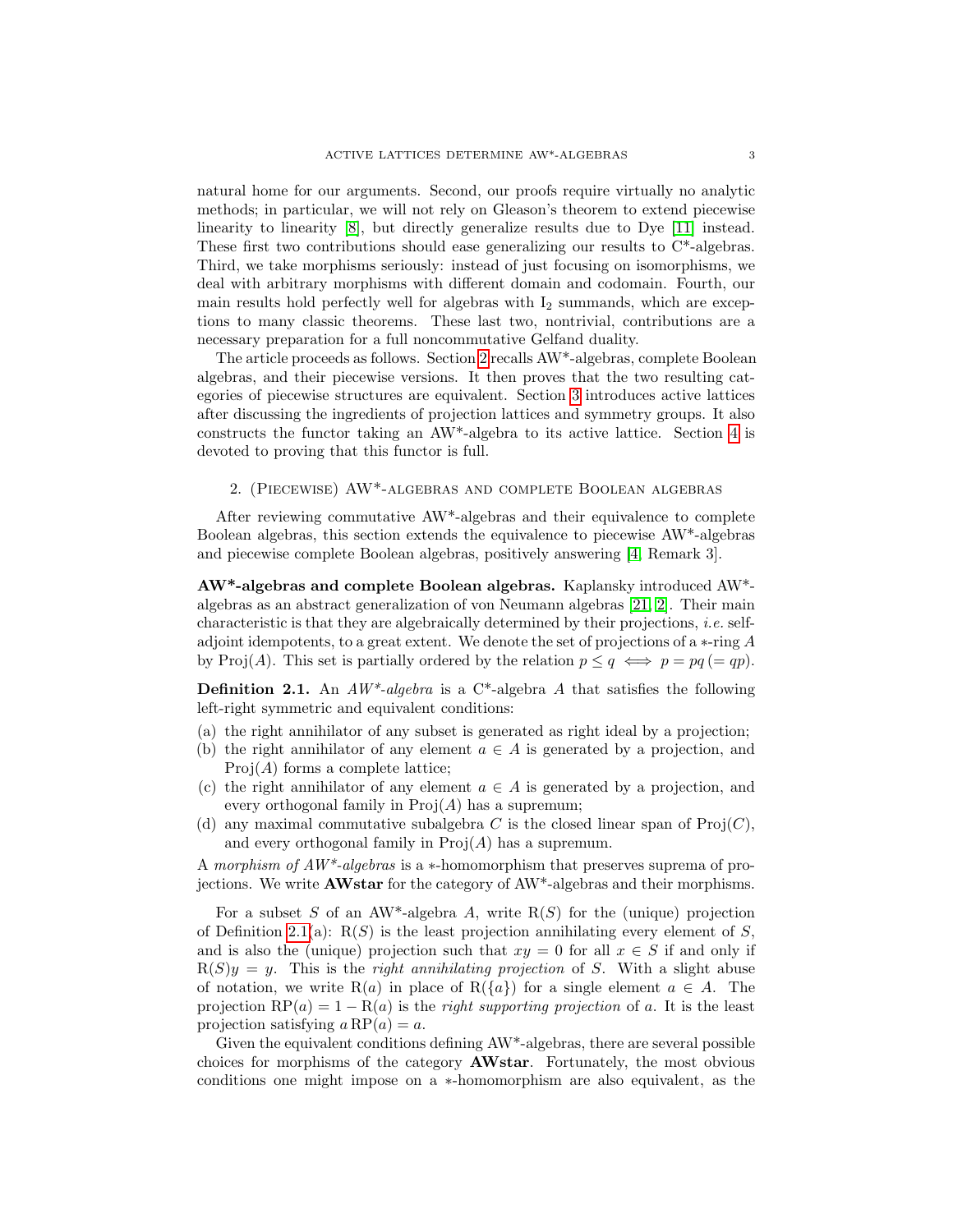natural home for our arguments. Second, our proofs require virtually no analytic methods; in particular, we will not rely on Gleason's theorem to extend piecewise linearity to linearity [8], but directly generalize results due to Dye [11] instead. These first two contributions should ease generalizing our results to C*-algebras. Third, we take morphisms seriously: instead of just focusing on isomorphisms, we deal with arbitrary morphisms with different domain and codomain. Fourth, our main results hold perfectly well for algebras with $\mathrm{I}_2$ summands, which are exceptions to many classic theorems. These last two, nontrivial, contributions are a necessary preparation for a full noncommutative Gelfand duality.

The article proceeds as follows. Section 2 recalls AW*-algebras, complete Boolean algebras, and their piecewise versions. It then proves that the two resulting categories of piecewise structures are equivalent. Section 3 introduces active lattices after discussing the ingredients of projection lattices and symmetry groups. It also constructs the functor taking an AW*-algebra to its active lattice. Section 4 is devoted to proving that this functor is full.

## 2. (Piecewise) AW*-algebras and complete Boolean algebras

After reviewing commutative AW*-algebras and their equivalence to complete Boolean algebras, this section extends the equivalence to piecewise AW*-algebras and piecewise complete Boolean algebras, positively answering [4, Remark 3].

**AW*-algebras and complete Boolean algebras.** Kaplansky introduced AW*-algebras as an abstract generalization of von Neumann algebras [21, 2]. Their main characteristic is that they are algebraically determined by their projections, *i.e.* self-adjoint idempotents, to a great extent. We denote the set of projections of a $*$-ring $A$ by $\mathrm{Proj}(A)$. This set is partially ordered by the relation $p \leq q \iff p = pq \,(= qp)$.

**Definition 2.1.** An *AW\*-algebra* is a C*-algebra $A$ that satisfies the following left-right symmetric and equivalent conditions:

(a) the right annihilator of any subset is generated as right ideal by a projection;
(b) the right annihilator of any element $a \in A$ is generated by a projection, and $\mathrm{Proj}(A)$ forms a complete lattice;
(c) the right annihilator of any element $a \in A$ is generated by a projection, and every orthogonal family in $\mathrm{Proj}(A)$ has a supremum;
(d) any maximal commutative subalgebra $C$ is the closed linear span of $\mathrm{Proj}(C)$, and every orthogonal family in $\mathrm{Proj}(A)$ has a supremum.

A *morphism of AW\*-algebras* is a $*$-homomorphism that preserves suprema of projections. We write **AWstar** for the category of AW*-algebras and their morphisms.

For a subset $S$ of an AW*-algebra $A$, write $\mathrm{R}(S)$ for the (unique) projection of Definition 2.1(a): $\mathrm{R}(S)$ is the least projection annihilating every element of $S$, and is also the (unique) projection such that $xy = 0$ for all $x \in S$ if and only if $\mathrm{R}(S)y = y$. This is the *right annihilating projection* of $S$. With a slight abuse of notation, we write $\mathrm{R}(a)$ in place of $\mathrm{R}(\{a\})$ for a single element $a \in A$. The projection $\mathrm{RP}(a) = 1 - \mathrm{R}(a)$ is the *right supporting projection* of $a$. It is the least projection satisfying $a\,\mathrm{RP}(a) = a$.

Given the equivalent conditions defining AW*-algebras, there are several possible choices for morphisms of the category **AWstar**. Fortunately, the most obvious conditions one might impose on a $*$-homomorphism are also equivalent, as the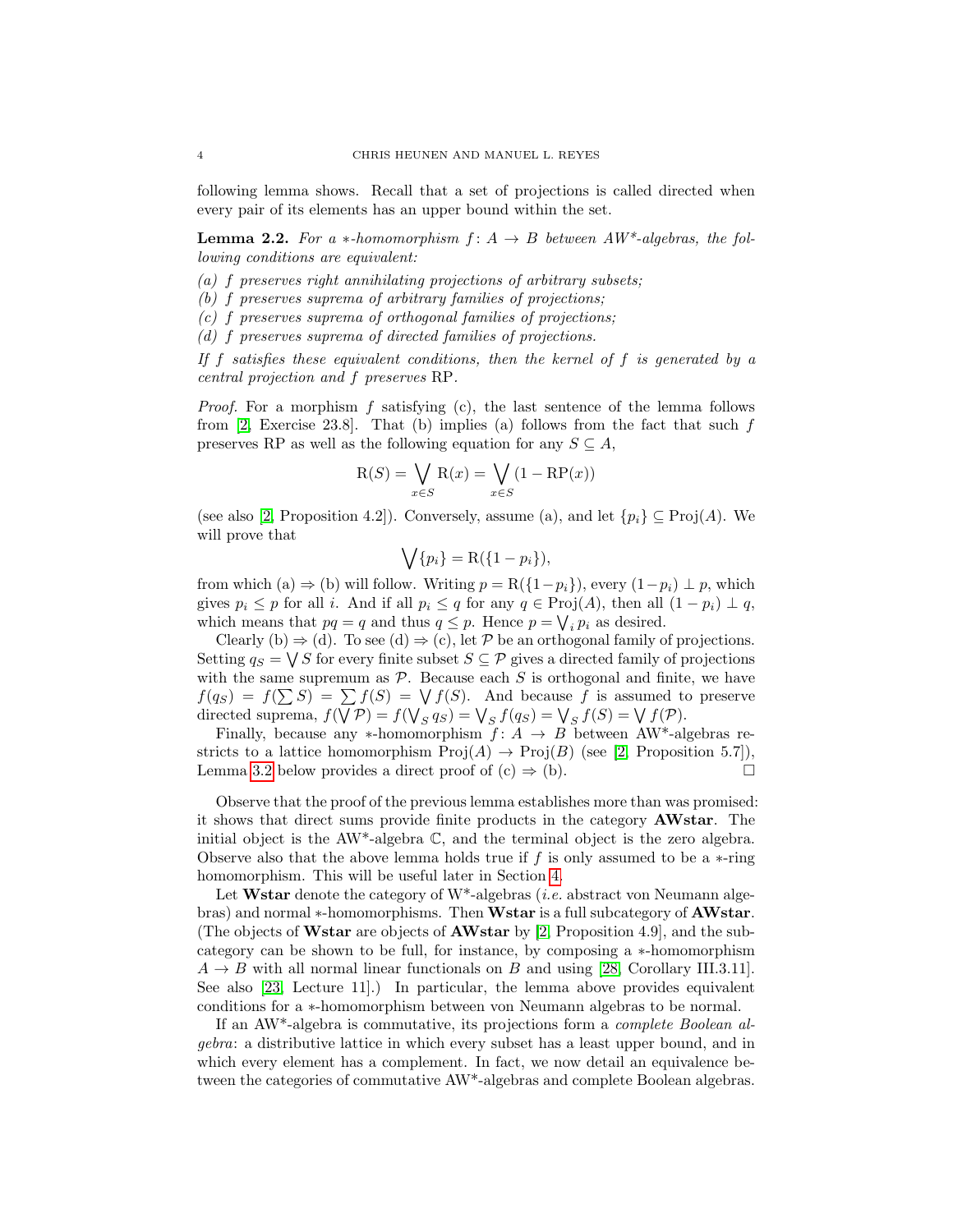following lemma shows. Recall that a set of projections is called directed when every pair of its elements has an upper bound within the set.

**Lemma 2.2.** *For a $*$-homomorphism $f\colon A \to B$ between AW\*-algebras, the following conditions are equivalent:*

*(a) $f$ preserves right annihilating projections of arbitrary subsets;*
*(b) $f$ preserves suprema of arbitrary families of projections;*
*(c) $f$ preserves suprema of orthogonal families of projections;*
*(d) $f$ preserves suprema of directed families of projections.*

*If $f$ satisfies these equivalent conditions, then the kernel of $f$ is generated by a central projection and $f$ preserves* RP.

*Proof.* For a morphism $f$ satisfying (c), the last sentence of the lemma follows from [2, Exercise 23.8]. That (b) implies (a) follows from the fact that such $f$ preserves RP as well as the following equation for any $S \subseteq A$,

$$\mathrm{R}(S) = \bigvee_{x \in S} \mathrm{R}(x) = \bigvee_{x \in S} (1 - \mathrm{RP}(x))$$

(see also [2, Proposition 4.2]). Conversely, assume (a), and let $\{p_i\} \subseteq \mathrm{Proj}(A)$. We will prove that

$$\bigvee \{p_i\} = \mathrm{R}(\{1 - p_i\}),$$

from which (a) $\Rightarrow$ (b) will follow. Writing $p = \mathrm{R}(\{1-p_i\})$, every $(1-p_i) \perp p$, which gives $p_i \leq p$ for all $i$. And if all $p_i \leq q$ for any $q \in \mathrm{Proj}(A)$, then all $(1 - p_i) \perp q$, which means that $pq = q$ and thus $q \leq p$. Hence $p = \bigvee_i p_i$ as desired.

Clearly (b) $\Rightarrow$ (d). To see (d) $\Rightarrow$ (c), let $\mathcal{P}$ be an orthogonal family of projections. Setting $q_S = \bigvee S$ for every finite subset $S \subseteq \mathcal{P}$ gives a directed family of projections with the same supremum as $\mathcal{P}$. Because each $S$ is orthogonal and finite, we have $f(q_S) = f(\sum S) = \sum f(S) = \bigvee f(S)$. And because $f$ is assumed to preserve directed suprema, $f(\bigvee \mathcal{P}) = f(\bigvee_S q_S) = \bigvee_S f(q_S) = \bigvee_S f(S) = \bigvee f(\mathcal{P})$.

Finally, because any $*$-homomorphism $f\colon A \to B$ between AW\*-algebras restricts to a lattice homomorphism $\mathrm{Proj}(A) \to \mathrm{Proj}(B)$ (see [2, Proposition 5.7]), Lemma 3.2 below provides a direct proof of (c) $\Rightarrow$ (b). $\square$

Observe that the proof of the previous lemma establishes more than was promised: it shows that direct sums provide finite products in the category **AWstar**. The initial object is the AW\*-algebra $\mathbb{C}$, and the terminal object is the zero algebra. Observe also that the above lemma holds true if $f$ is only assumed to be a $*$-ring homomorphism. This will be useful later in Section 4.

Let **Wstar** denote the category of W\*-algebras (*i.e.* abstract von Neumann algebras) and normal $*$-homomorphisms. Then **Wstar** is a full subcategory of **AWstar**. (The objects of **Wstar** are objects of **AWstar** by [2, Proposition 4.9], and the subcategory can be shown to be full, for instance, by composing a $*$-homomorphism $A \to B$ with all normal linear functionals on $B$ and using [28, Corollary III.3.11]. See also [23, Lecture 11].) In particular, the lemma above provides equivalent conditions for a $*$-homomorphism between von Neumann algebras to be normal.

If an AW\*-algebra is commutative, its projections form a *complete Boolean algebra*: a distributive lattice in which every subset has a least upper bound, and in which every element has a complement. In fact, we now detail an equivalence between the categories of commutative AW\*-algebras and complete Boolean algebras.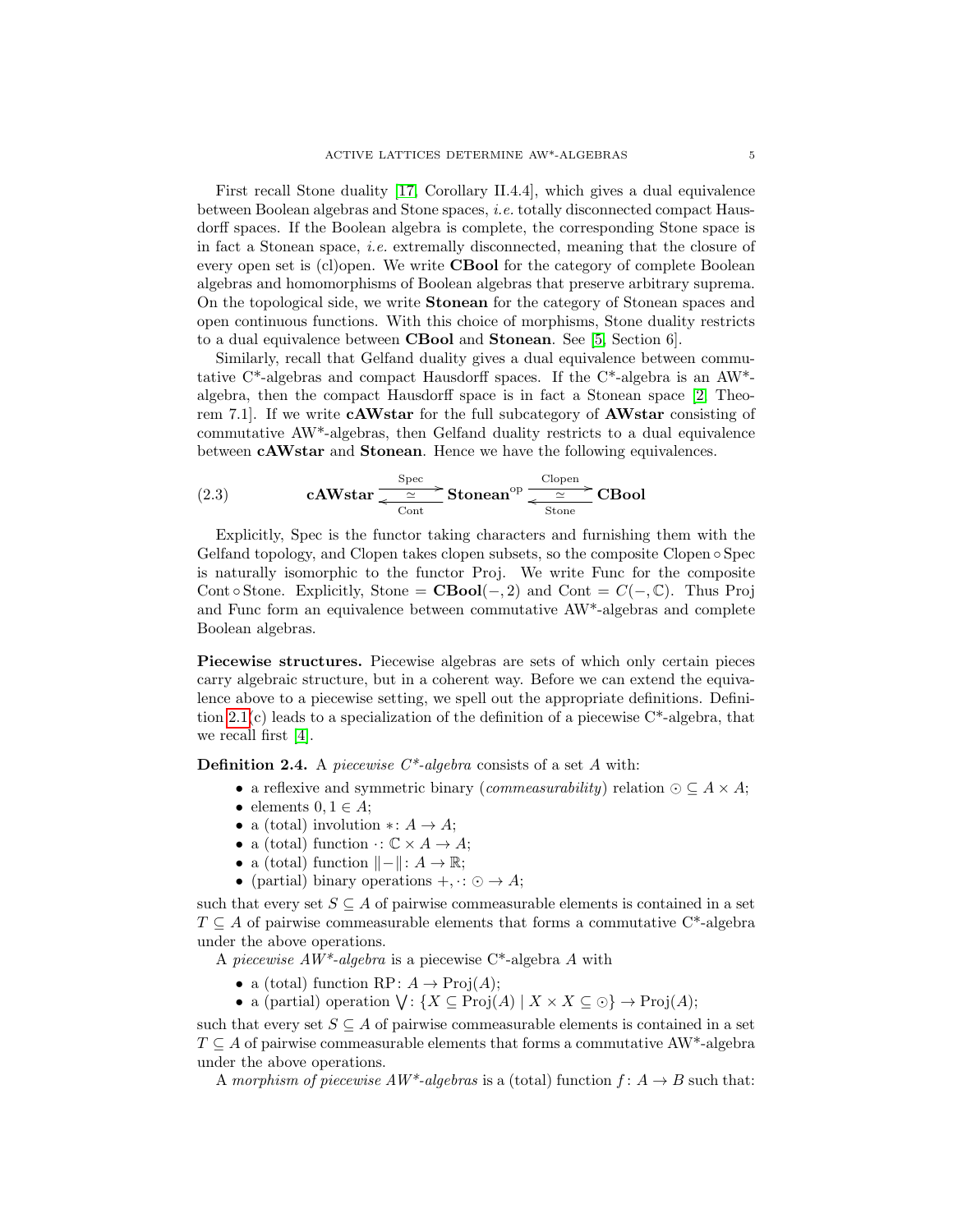First recall Stone duality [17, Corollary II.4.4], which gives a dual equivalence between Boolean algebras and Stone spaces, *i.e.* totally disconnected compact Hausdorff spaces. If the Boolean algebra is complete, the corresponding Stone space is in fact a Stonean space, *i.e.* extremally disconnected, meaning that the closure of every open set is (cl)open. We write **CBool** for the category of complete Boolean algebras and homomorphisms of Boolean algebras that preserve arbitrary suprema. On the topological side, we write **Stonean** for the category of Stonean spaces and open continuous functions. With this choice of morphisms, Stone duality restricts to a dual equivalence between **CBool** and **Stonean**. See [5, Section 6].

Similarly, recall that Gelfand duality gives a dual equivalence between commutative C*-algebras and compact Hausdorff spaces. If the C*-algebra is an AW*-algebra, then the compact Hausdorff space is in fact a Stonean space [2, Theorem 7.1]. If we write **cAWstar** for the full subcategory of **AWstar** consisting of commutative AW*-algebras, then Gelfand duality restricts to a dual equivalence between **cAWstar** and **Stonean**. Hence we have the following equivalences.

$$\mathbf{cAWstar} \underset{\text{Cont}}{\overset{\text{Spec}}{\rightleftarrows}} \mathbf{Stonean}^{\text{op}} \underset{\text{Stone}}{\overset{\text{Clopen}}{\rightleftarrows}} \mathbf{CBool} \tag{2.3}$$

Explicitly, Spec is the functor taking characters and furnishing them with the Gelfand topology, and Clopen takes clopen subsets, so the composite Clopen $\circ$ Spec is naturally isomorphic to the functor Proj. We write Func for the composite Cont $\circ$ Stone. Explicitly, Stone $= \mathbf{CBool}(-, 2)$ and Cont $= C(-, \mathbb{C})$. Thus Proj and Func form an equivalence between commutative AW*-algebras and complete Boolean algebras.

**Piecewise structures.** Piecewise algebras are sets of which only certain pieces carry algebraic structure, but in a coherent way. Before we can extend the equivalence above to a piecewise setting, we spell out the appropriate definitions. Definition 2.1(c) leads to a specialization of the definition of a piecewise C*-algebra, that we recall first [4].

**Definition 2.4.** A *piecewise C\*-algebra* consists of a set $A$ with:

- a reflexive and symmetric binary (*commeasurability*) relation $\odot \subseteq A \times A$;
- elements $0, 1 \in A$;
- a (total) involution $*\colon A \to A$;
- a (total) function $\cdot\colon \mathbb{C} \times A \to A$;
- a (total) function $\|-\|\colon A \to \mathbb{R}$;
- (partial) binary operations $+, \cdot\colon \odot \to A$;

such that every set $S \subseteq A$ of pairwise commeasurable elements is contained in a set $T \subseteq A$ of pairwise commeasurable elements that forms a commutative C*-algebra under the above operations.

A *piecewise AW\*-algebra* is a piecewise C*-algebra $A$ with

- a (total) function $\mathrm{RP}\colon A \to \mathrm{Proj}(A)$;
- a (partial) operation $\bigvee\colon \{X \subseteq \mathrm{Proj}(A) \mid X \times X \subseteq \odot\} \to \mathrm{Proj}(A)$;

such that every set $S \subseteq A$ of pairwise commeasurable elements is contained in a set $T \subseteq A$ of pairwise commeasurable elements that forms a commutative AW*-algebra under the above operations.

A *morphism of piecewise AW\*-algebras* is a (total) function $f\colon A \to B$ such that: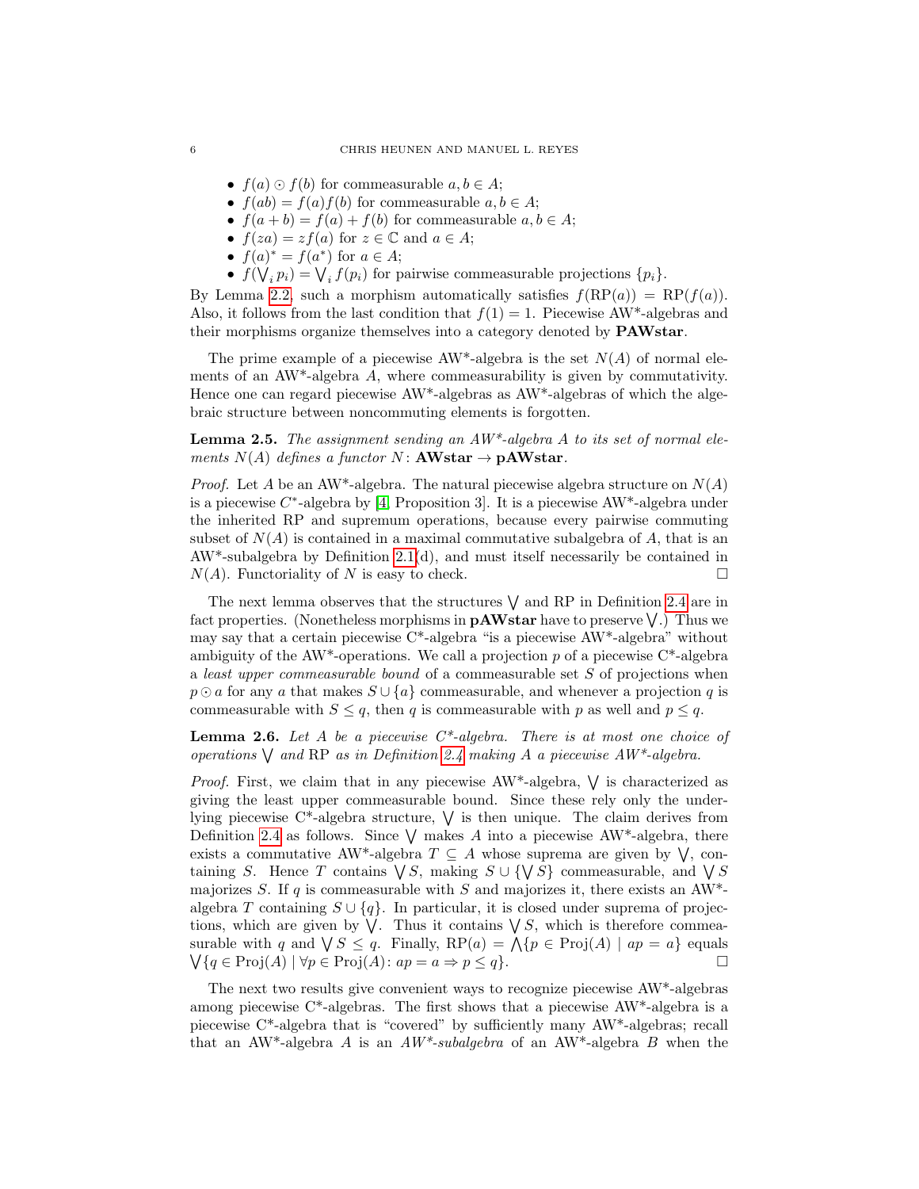- $f(a) \odot f(b)$ for commeasurable $a, b \in A$;
- $f(ab) = f(a)f(b)$ for commeasurable $a, b \in A$;
- $f(a + b) = f(a) + f(b)$ for commeasurable $a, b \in A$;
- $f(za) = zf(a)$ for $z \in \mathbb{C}$ and $a \in A$;
- $f(a)^* = f(a^*)$ for $a \in A$;
- $f(\bigvee_i p_i) = \bigvee_i f(p_i)$ for pairwise commeasurable projections $\{p_i\}$.

By Lemma 2.2, such a morphism automatically satisfies $f(\mathrm{RP}(a)) = \mathrm{RP}(f(a))$. Also, it follows from the last condition that $f(1) = 1$. Piecewise AW*-algebras and their morphisms organize themselves into a category denoted by **PAWstar**.

The prime example of a piecewise AW*-algebra is the set $N(A)$ of normal elements of an AW*-algebra $A$, where commeasurability is given by commutativity. Hence one can regard piecewise AW*-algebras as AW*-algebras of which the algebraic structure between noncommuting elements is forgotten.

**Lemma 2.5.** *The assignment sending an AW\*-algebra $A$ to its set of normal elements $N(A)$ defines a functor $N\colon$ **AWstar** $\to$ **pAWstar**.*

*Proof.* Let $A$ be an AW*-algebra. The natural piecewise algebra structure on $N(A)$ is a piecewise $C^*$-algebra by [4, Proposition 3]. It is a piecewise AW*-algebra under the inherited RP and supremum operations, because every pairwise commuting subset of $N(A)$ is contained in a maximal commutative subalgebra of $A$, that is an AW*-subalgebra by Definition 2.1(d), and must itself necessarily be contained in $N(A)$. Functoriality of $N$ is easy to check. $\square$

The next lemma observes that the structures $\bigvee$ and RP in Definition 2.4 are in fact properties. (Nonetheless morphisms in **pAWstar** have to preserve $\bigvee$.) Thus we may say that a certain piecewise C*-algebra "is a piecewise AW*-algebra" without ambiguity of the AW*-operations. We call a projection $p$ of a piecewise C*-algebra a *least upper commeasurable bound* of a commeasurable set $S$ of projections when $p \odot a$ for any $a$ that makes $S \cup \{a\}$ commeasurable, and whenever a projection $q$ is commeasurable with $S \leq q$, then $q$ is commeasurable with $p$ as well and $p \leq q$.

**Lemma 2.6.** *Let $A$ be a piecewise C\*-algebra. There is at most one choice of operations $\bigvee$ and RP as in Definition 2.4 making $A$ a piecewise AW\*-algebra.*

*Proof.* First, we claim that in any piecewise AW*-algebra, $\bigvee$ is characterized as giving the least upper commeasurable bound. Since these rely only the underlying piecewise C*-algebra structure, $\bigvee$ is then unique. The claim derives from Definition 2.4 as follows. Since $\bigvee$ makes $A$ into a piecewise AW*-algebra, there exists a commutative AW*-algebra $T \subseteq A$ whose suprema are given by $\bigvee$, containing $S$. Hence $T$ contains $\bigvee S$, making $S \cup \{\bigvee S\}$ commeasurable, and $\bigvee S$ majorizes $S$. If $q$ is commeasurable with $S$ and majorizes it, there exists an AW*-algebra $T$ containing $S \cup \{q\}$. In particular, it is closed under suprema of projections, which are given by $\bigvee$. Thus it contains $\bigvee S$, which is therefore commeasurable with $q$ and $\bigvee S \leq q$. Finally, $\mathrm{RP}(a) = \bigwedge\{p \in \mathrm{Proj}(A) \mid ap = a\}$ equals $\bigvee\{q \in \mathrm{Proj}(A) \mid \forall p \in \mathrm{Proj}(A)\colon ap = a \Rightarrow p \leq q\}$. $\square$

The next two results give convenient ways to recognize piecewise AW*-algebras among piecewise C*-algebras. The first shows that a piecewise AW*-algebra is a piecewise C*-algebra that is "covered" by sufficiently many AW*-algebras; recall that an AW*-algebra $A$ is an *AW\*-subalgebra* of an AW*-algebra $B$ when the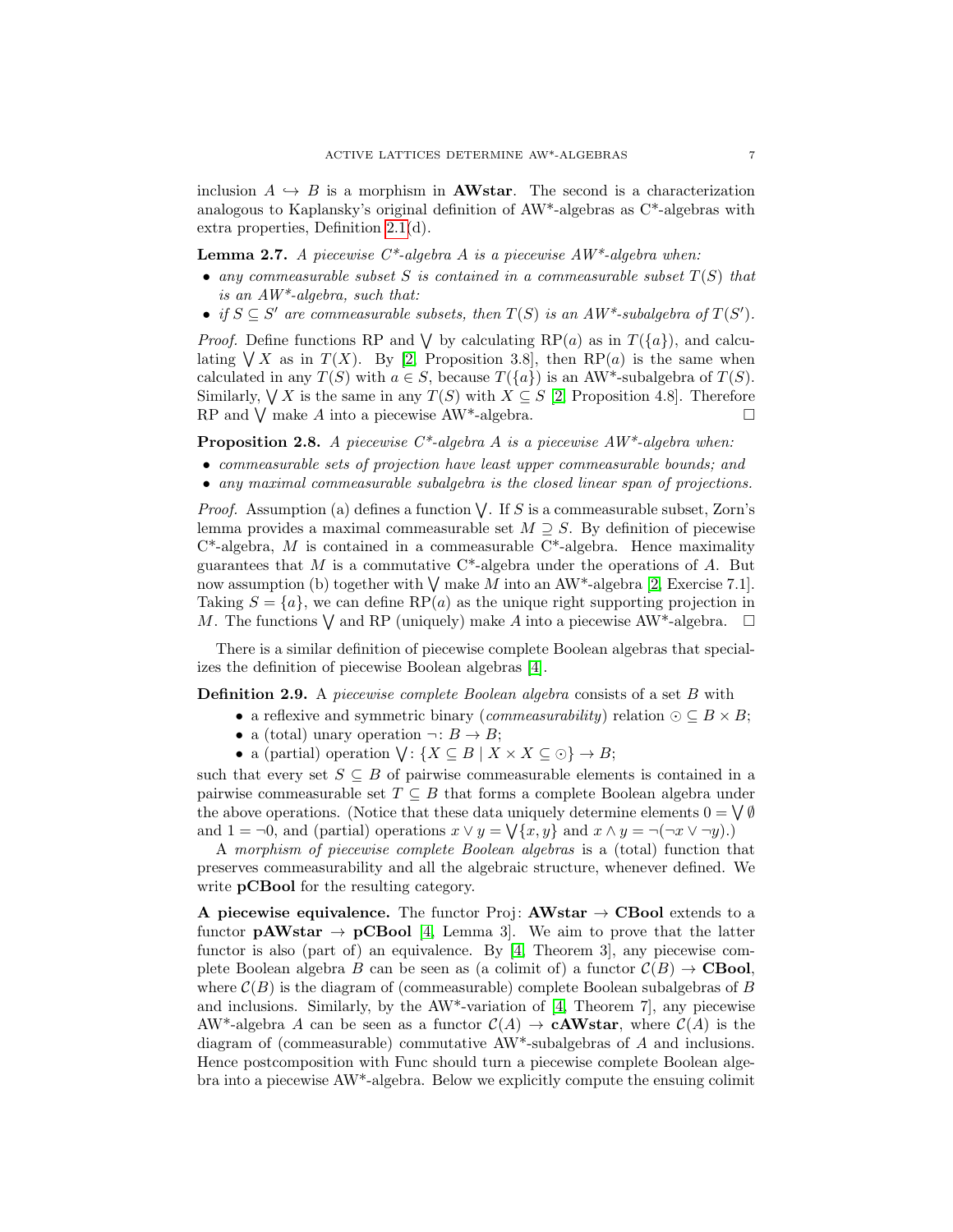inclusion $A \hookrightarrow B$ is a morphism in **AWstar**. The second is a characterization analogous to Kaplansky's original definition of AW*-algebras as C*-algebras with extra properties, Definition 2.1(d).

**Lemma 2.7.** *A piecewise C*-algebra $A$ is a piecewise AW*-algebra when:*

- *any commeasurable subset $S$ is contained in a commeasurable subset $T(S)$ that is an AW*-algebra, such that:*
- *if $S \subseteq S'$ are commeasurable subsets, then $T(S)$ is an AW*-subalgebra of $T(S')$.*

*Proof.* Define functions RP and $\bigvee$ by calculating $\mathrm{RP}(a)$ as in $T(\{a\})$, and calculating $\bigvee X$ as in $T(X)$. By [2, Proposition 3.8], then $\mathrm{RP}(a)$ is the same when calculated in any $T(S)$ with $a \in S$, because $T(\{a\})$ is an AW*-subalgebra of $T(S)$. Similarly, $\bigvee X$ is the same in any $T(S)$ with $X \subseteq S$ [2, Proposition 4.8]. Therefore RP and $\bigvee$ make $A$ into a piecewise AW*-algebra. $\square$

**Proposition 2.8.** *A piecewise C*-algebra $A$ is a piecewise AW*-algebra when:*

- *commeasurable sets of projection have least upper commeasurable bounds; and*
- *any maximal commeasurable subalgebra is the closed linear span of projections.*

*Proof.* Assumption (a) defines a function $\bigvee$. If $S$ is a commeasurable subset, Zorn's lemma provides a maximal commeasurable set $M \supseteq S$. By definition of piecewise C*-algebra, $M$ is contained in a commeasurable C*-algebra. Hence maximality guarantees that $M$ is a commutative C*-algebra under the operations of $A$. But now assumption (b) together with $\bigvee$ make $M$ into an AW*-algebra [2, Exercise 7.1]. Taking $S = \{a\}$, we can define $\mathrm{RP}(a)$ as the unique right supporting projection in $M$. The functions $\bigvee$ and RP (uniquely) make $A$ into a piecewise AW*-algebra. $\square$

There is a similar definition of piecewise complete Boolean algebras that specializes the definition of piecewise Boolean algebras [4].

**Definition 2.9.** A *piecewise complete Boolean algebra* consists of a set $B$ with

- a reflexive and symmetric binary (*commeasurability*) relation $\odot \subseteq B \times B$;
- a (total) unary operation $\neg \colon B \to B$;
- a (partial) operation $\bigvee \colon \{X \subseteq B \mid X \times X \subseteq \odot\} \to B$;

such that every set $S \subseteq B$ of pairwise commeasurable elements is contained in a pairwise commeasurable set $T \subseteq B$ that forms a complete Boolean algebra under the above operations. (Notice that these data uniquely determine elements $0 = \bigvee \emptyset$ and $1 = \neg 0$, and (partial) operations $x \vee y = \bigvee\{x, y\}$ and $x \wedge y = \neg(\neg x \vee \neg y)$.)

A *morphism of piecewise complete Boolean algebras* is a (total) function that preserves commeasurability and all the algebraic structure, whenever defined. We write **pCBool** for the resulting category.

**A piecewise equivalence.** The functor $\mathrm{Proj}\colon \mathbf{AWstar} \to \mathbf{CBool}$ extends to a functor $\mathbf{pAWstar} \to \mathbf{pCBool}$ [4, Lemma 3]. We aim to prove that the latter functor is also (part of) an equivalence. By [4, Theorem 3], any piecewise complete Boolean algebra $B$ can be seen as (a colimit of) a functor $\mathcal{C}(B) \to \mathbf{CBool}$, where $\mathcal{C}(B)$ is the diagram of (commeasurable) complete Boolean subalgebras of $B$ and inclusions. Similarly, by the AW*-variation of [4, Theorem 7], any piecewise AW*-algebra $A$ can be seen as a functor $\mathcal{C}(A) \to \mathbf{cAWstar}$, where $\mathcal{C}(A)$ is the diagram of (commeasurable) commutative AW*-subalgebras of $A$ and inclusions. Hence postcomposition with Func should turn a piecewise complete Boolean algebra into a piecewise AW*-algebra. Below we explicitly compute the ensuing colimit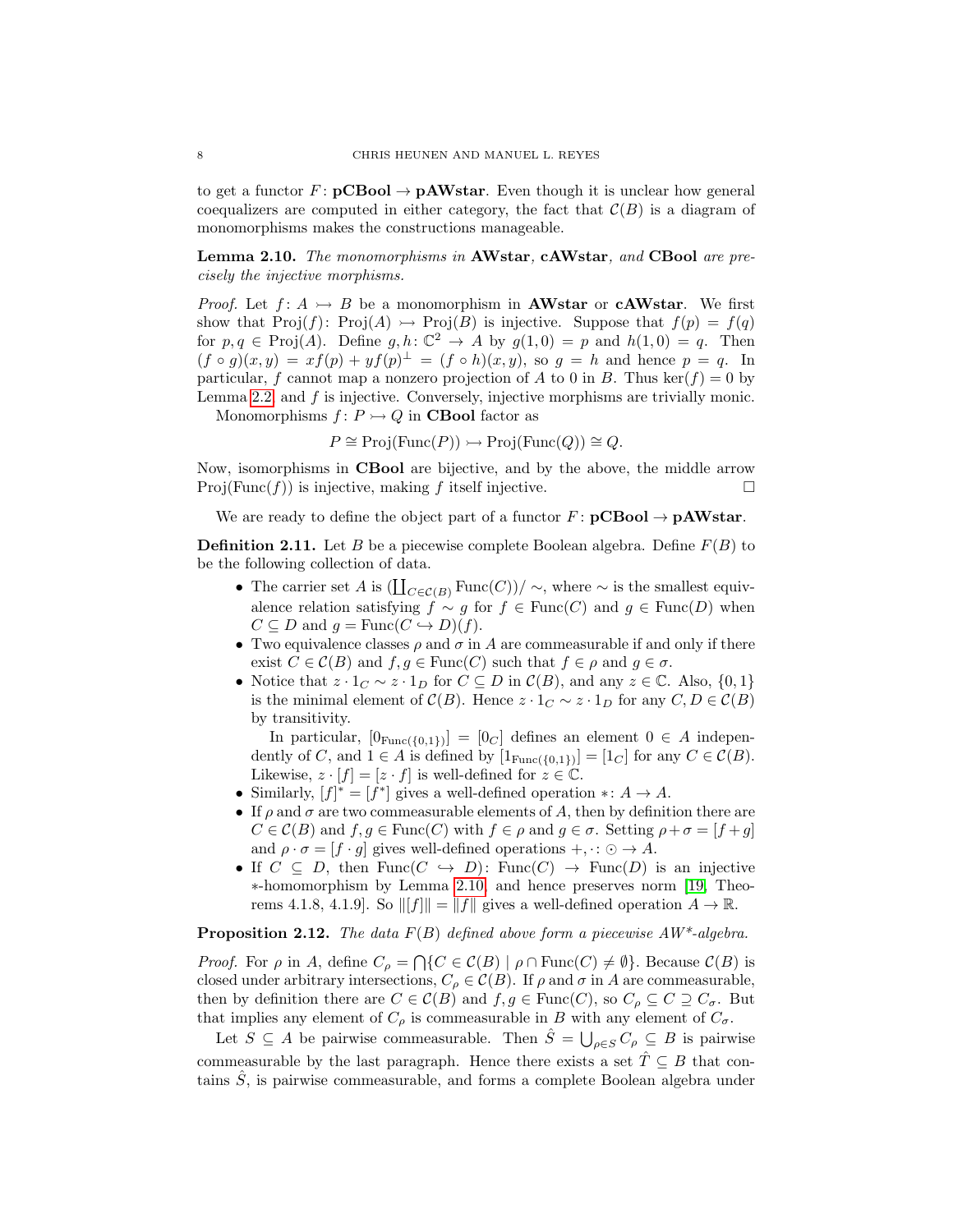to get a functor $F\colon \mathbf{pCBool} \to \mathbf{pAWstar}$. Even though it is unclear how general coequalizers are computed in either category, the fact that $\mathcal{C}(B)$ is a diagram of monomorphisms makes the constructions manageable.

**Lemma 2.10.** *The monomorphisms in* **AWstar**, **cAWstar**, *and* **CBool** *are precisely the injective morphisms.*

*Proof.* Let $f\colon A \rightarrowtail B$ be a monomorphism in **AWstar** or **cAWstar**. We first show that $\mathrm{Proj}(f)\colon \mathrm{Proj}(A) \rightarrowtail \mathrm{Proj}(B)$ is injective. Suppose that $f(p) = f(q)$ for $p, q \in \mathrm{Proj}(A)$. Define $g, h\colon \mathbb{C}^2 \to A$ by $g(1,0) = p$ and $h(1,0) = q$. Then $(f \circ g)(x,y) = xf(p) + yf(p)^\perp = (f \circ h)(x,y)$, so $g = h$ and hence $p = q$. In particular, $f$ cannot map a nonzero projection of $A$ to $0$ in $B$. Thus $\ker(f) = 0$ by Lemma 2.2 and $f$ is injective. Conversely, injective morphisms are trivially monic.

Monomorphisms $f\colon P \rightarrowtail Q$ in **CBool** factor as

$$P \cong \mathrm{Proj}(\mathrm{Func}(P)) \rightarrowtail \mathrm{Proj}(\mathrm{Func}(Q)) \cong Q.$$

Now, isomorphisms in **CBool** are bijective, and by the above, the middle arrow $\mathrm{Proj}(\mathrm{Func}(f))$ is injective, making $f$ itself injective. $\square$

We are ready to define the object part of a functor $F\colon \mathbf{pCBool} \to \mathbf{pAWstar}$.

**Definition 2.11.** Let $B$ be a piecewise complete Boolean algebra. Define $F(B)$ to be the following collection of data.

- The carrier set $A$ is $(\coprod_{C \in \mathcal{C}(B)} \mathrm{Func}(C))/\sim$, where $\sim$ is the smallest equivalence relation satisfying $f \sim g$ for $f \in \mathrm{Func}(C)$ and $g \in \mathrm{Func}(D)$ when $C \subseteq D$ and $g = \mathrm{Func}(C \hookrightarrow D)(f)$.
- Two equivalence classes $\rho$ and $\sigma$ in $A$ are commeasurable if and only if there exist $C \in \mathcal{C}(B)$ and $f, g \in \mathrm{Func}(C)$ such that $f \in \rho$ and $g \in \sigma$.
- Notice that $z \cdot 1_C \sim z \cdot 1_D$ for $C \subseteq D$ in $\mathcal{C}(B)$, and any $z \in \mathbb{C}$. Also, $\{0,1\}$ is the minimal element of $\mathcal{C}(B)$. Hence $z \cdot 1_C \sim z \cdot 1_D$ for any $C, D \in \mathcal{C}(B)$ by transitivity.

  In particular, $[0_{\mathrm{Func}(\{0,1\})}] = [0_C]$ defines an element $0 \in A$ independently of $C$, and $1 \in A$ is defined by $[1_{\mathrm{Func}(\{0,1\})}] = [1_C]$ for any $C \in \mathcal{C}(B)$. Likewise, $z \cdot [f] = [z \cdot f]$ is well-defined for $z \in \mathbb{C}$.
- Similarly, $[f]^* = [f^*]$ gives a well-defined operation $*\colon A \to A$.
- If $\rho$ and $\sigma$ are two commeasurable elements of $A$, then by definition there are $C \in \mathcal{C}(B)$ and $f, g \in \mathrm{Func}(C)$ with $f \in \rho$ and $g \in \sigma$. Setting $\rho + \sigma = [f+g]$ and $\rho \cdot \sigma = [f \cdot g]$ gives well-defined operations $+, \cdot \colon \odot \to A$.
- If $C \subseteq D$, then $\mathrm{Func}(C \hookrightarrow D)\colon \mathrm{Func}(C) \to \mathrm{Func}(D)$ is an injective $*$-homomorphism by Lemma 2.10, and hence preserves norm [19, Theorems 4.1.8, 4.1.9]. So $\|[f]\| = \|f\|$ gives a well-defined operation $A \to \mathbb{R}$.

**Proposition 2.12.** *The data $F(B)$ defined above form a piecewise AW\*-algebra.*

*Proof.* For $\rho$ in $A$, define $C_\rho = \bigcap\{C \in \mathcal{C}(B) \mid \rho \cap \mathrm{Func}(C) \neq \emptyset\}$. Because $\mathcal{C}(B)$ is closed under arbitrary intersections, $C_\rho \in \mathcal{C}(B)$. If $\rho$ and $\sigma$ in $A$ are commeasurable, then by definition there are $C \in \mathcal{C}(B)$ and $f, g \in \mathrm{Func}(C)$, so $C_\rho \subseteq C \supseteq C_\sigma$. But that implies any element of $C_\rho$ is commeasurable in $B$ with any element of $C_\sigma$.

Let $S \subseteq A$ be pairwise commeasurable. Then $\hat{S} = \bigcup_{\rho \in S} C_\rho \subseteq B$ is pairwise commeasurable by the last paragraph. Hence there exists a set $\hat{T} \subseteq B$ that contains $\hat{S}$, is pairwise commeasurable, and forms a complete Boolean algebra under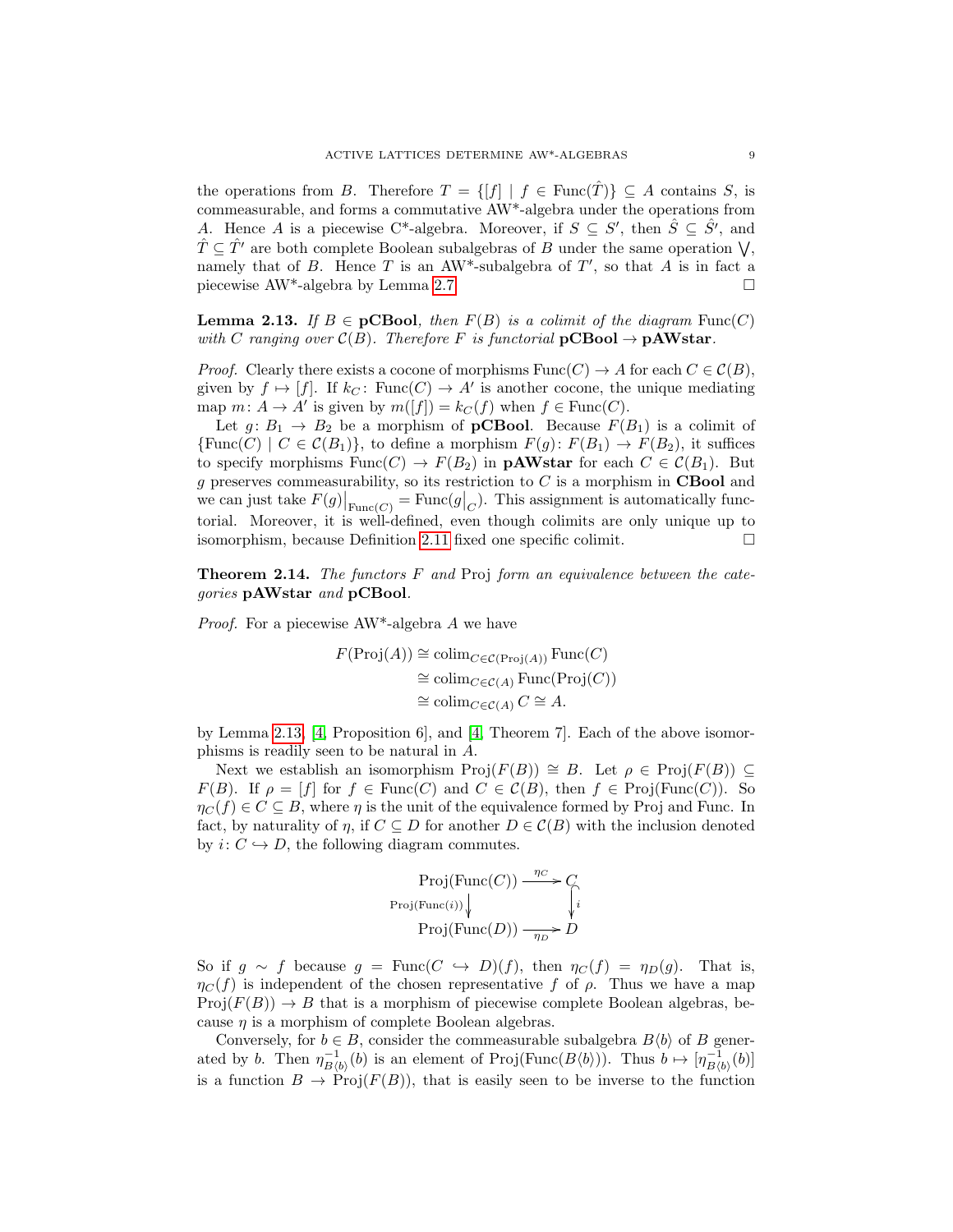the operations from $B$. Therefore $T = \{[f] \mid f \in \mathrm{Func}(\hat{T})\} \subseteq A$ contains $S$, is commeasurable, and forms a commutative AW*-algebra under the operations from $A$. Hence $A$ is a piecewise C*-algebra. Moreover, if $S \subseteq S'$, then $\hat{S} \subseteq \hat{S}'$, and $\hat{T} \subseteq \hat{T}'$ are both complete Boolean subalgebras of $B$ under the same operation $\bigvee$, namely that of $B$. Hence $T$ is an AW*-subalgebra of $T'$, so that $A$ is in fact a piecewise AW*-algebra by Lemma 2.7. □

**Lemma 2.13.** *If $B \in$ **pCBool**, then $F(B)$ is a colimit of the diagram $\mathrm{Func}(C)$ with $C$ ranging over $\mathcal{C}(B)$. Therefore $F$ is functorial **pCBool** $\to$ **pAWstar**.*

*Proof.* Clearly there exists a cocone of morphisms $\mathrm{Func}(C) \to A$ for each $C \in \mathcal{C}(B)$, given by $f \mapsto [f]$. If $k_C \colon \mathrm{Func}(C) \to A'$ is another cocone, the unique mediating map $m \colon A \to A'$ is given by $m([f]) = k_C(f)$ when $f \in \mathrm{Func}(C)$.

Let $g \colon B_1 \to B_2$ be a morphism of **pCBool**. Because $F(B_1)$ is a colimit of $\{\mathrm{Func}(C) \mid C \in \mathcal{C}(B_1)\}$, to define a morphism $F(g) \colon F(B_1) \to F(B_2)$, it suffices to specify morphisms $\mathrm{Func}(C) \to F(B_2)$ in **pAWstar** for each $C \in \mathcal{C}(B_1)$. But $g$ preserves commeasurability, so its restriction to $C$ is a morphism in **CBool** and we can just take $F(g)\big|_{\mathrm{Func}(C)} = \mathrm{Func}(g\big|_C)$. This assignment is automatically functorial. Moreover, it is well-defined, even though colimits are only unique up to isomorphism, because Definition 2.11 fixed one specific colimit. □

**Theorem 2.14.** *The functors $F$ and $\mathrm{Proj}$ form an equivalence between the categories **pAWstar** and **pCBool**.*

*Proof.* For a piecewise AW*-algebra $A$ we have

$$\begin{aligned}
F(\mathrm{Proj}(A)) &\cong \mathrm{colim}_{C \in \mathcal{C}(\mathrm{Proj}(A))} \mathrm{Func}(C) \\
&\cong \mathrm{colim}_{C \in \mathcal{C}(A)} \mathrm{Func}(\mathrm{Proj}(C)) \\
&\cong \mathrm{colim}_{C \in \mathcal{C}(A)} C \cong A.
\end{aligned}$$

by Lemma 2.13, [4, Proposition 6], and [4, Theorem 7]. Each of the above isomorphisms is readily seen to be natural in $A$.

Next we establish an isomorphism $\mathrm{Proj}(F(B)) \cong B$. Let $\rho \in \mathrm{Proj}(F(B)) \subseteq F(B)$. If $\rho = [f]$ for $f \in \mathrm{Func}(C)$ and $C \in \mathcal{C}(B)$, then $f \in \mathrm{Proj}(\mathrm{Func}(C))$. So $\eta_C(f) \in C \subseteq B$, where $\eta$ is the unit of the equivalence formed by Proj and Func. In fact, by naturality of $\eta$, if $C \subseteq D$ for another $D \in \mathcal{C}(B)$ with the inclusion denoted by $i \colon C \hookrightarrow D$, the following diagram commutes.

$$\begin{array}{ccc}
\mathrm{Proj}(\mathrm{Func}(C)) & \xrightarrow{\eta_C} & C \\
{\scriptstyle \mathrm{Proj}(\mathrm{Func}(i))}\downarrow & & \downarrow{\scriptstyle i} \\
\mathrm{Proj}(\mathrm{Func}(D)) & \xrightarrow[\eta_D]{} & D
\end{array}$$

So if $g \sim f$ because $g = \mathrm{Func}(C \hookrightarrow D)(f)$, then $\eta_C(f) = \eta_D(g)$. That is, $\eta_C(f)$ is independent of the chosen representative $f$ of $\rho$. Thus we have a map $\mathrm{Proj}(F(B)) \to B$ that is a morphism of piecewise complete Boolean algebras, because $\eta$ is a morphism of complete Boolean algebras.

Conversely, for $b \in B$, consider the commeasurable subalgebra $B\langle b\rangle$ of $B$ generated by $b$. Then $\eta^{-1}_{B\langle b\rangle}(b)$ is an element of $\mathrm{Proj}(\mathrm{Func}(B\langle b\rangle))$. Thus $b \mapsto [\eta^{-1}_{B\langle b\rangle}(b)]$ is a function $B \to \mathrm{Proj}(F(B))$, that is easily seen to be inverse to the function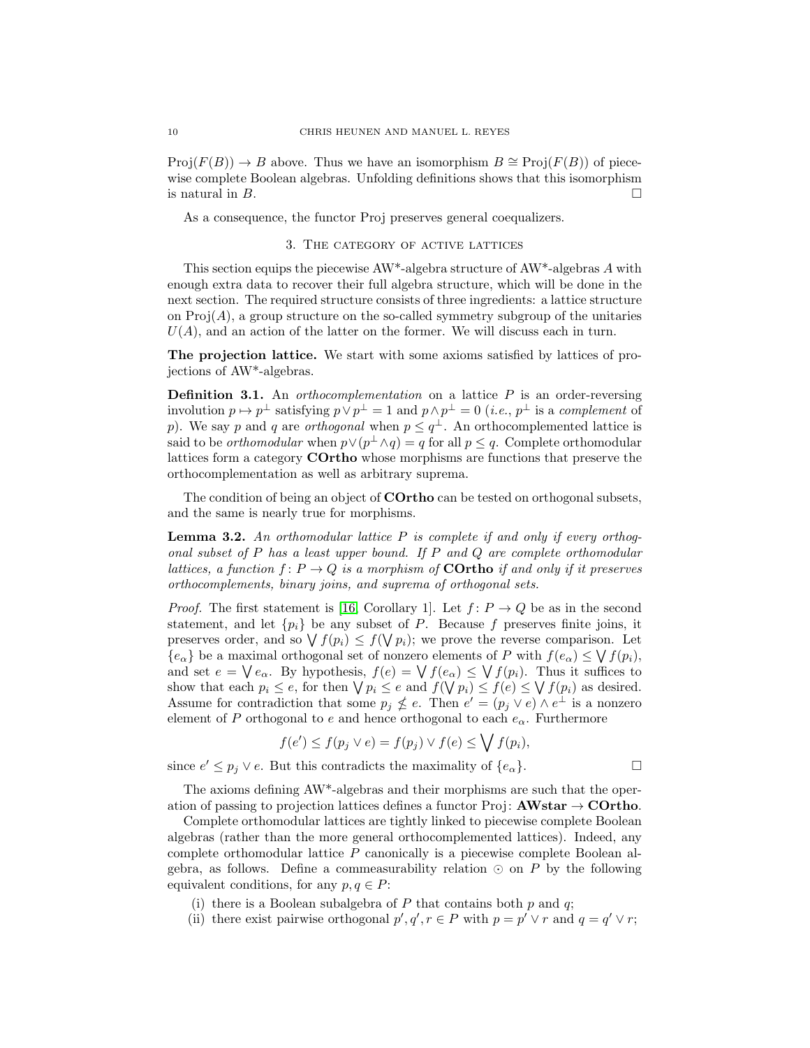$\mathrm{Proj}(F(B)) \to B$ above. Thus we have an isomorphism $B \cong \mathrm{Proj}(F(B))$ of piecewise complete Boolean algebras. Unfolding definitions shows that this isomorphism is natural in $B$. □

As a consequence, the functor Proj preserves general coequalizers.

## 3. The category of active lattices

This section equips the piecewise AW*-algebra structure of AW*-algebras $A$ with enough extra data to recover their full algebra structure, which will be done in the next section. The required structure consists of three ingredients: a lattice structure on $\mathrm{Proj}(A)$, a group structure on the so-called symmetry subgroup of the unitaries $U(A)$, and an action of the latter on the former. We will discuss each in turn.

**The projection lattice.** We start with some axioms satisfied by lattices of projections of AW*-algebras.

**Definition 3.1.** An *orthocomplementation* on a lattice $P$ is an order-reversing involution $p \mapsto p^\perp$ satisfying $p \vee p^\perp = 1$ and $p \wedge p^\perp = 0$ (*i.e.*, $p^\perp$ is a *complement* of $p$). We say $p$ and $q$ are *orthogonal* when $p \leq q^\perp$. An orthocomplemented lattice is said to be *orthomodular* when $p \vee (p^\perp \wedge q) = q$ for all $p \leq q$. Complete orthomodular lattices form a category **COrtho** whose morphisms are functions that preserve the orthocomplementation as well as arbitrary suprema.

The condition of being an object of **COrtho** can be tested on orthogonal subsets, and the same is nearly true for morphisms.

**Lemma 3.2.** *An orthomodular lattice $P$ is complete if and only if every orthogonal subset of $P$ has a least upper bound. If $P$ and $Q$ are complete orthomodular lattices, a function $f\colon P \to Q$ is a morphism of* **COrtho** *if and only if it preserves orthocomplements, binary joins, and suprema of orthogonal sets.*

*Proof.* The first statement is [16, Corollary 1]. Let $f\colon P \to Q$ be as in the second statement, and let $\{p_i\}$ be any subset of $P$. Because $f$ preserves finite joins, it preserves order, and so $\bigvee f(p_i) \leq f(\bigvee p_i)$; we prove the reverse comparison. Let $\{e_\alpha\}$ be a maximal orthogonal set of nonzero elements of $P$ with $f(e_\alpha) \leq \bigvee f(p_i)$, and set $e = \bigvee e_\alpha$. By hypothesis, $f(e) = \bigvee f(e_\alpha) \leq \bigvee f(p_i)$. Thus it suffices to show that each $p_i \leq e$, for then $\bigvee p_i \leq e$ and $f(\bigvee p_i) \leq f(e) \leq \bigvee f(p_i)$ as desired. Assume for contradiction that some $p_j \not\leq e$. Then $e' = (p_j \vee e) \wedge e^\perp$ is a nonzero element of $P$ orthogonal to $e$ and hence orthogonal to each $e_\alpha$. Furthermore

$$f(e') \leq f(p_j \vee e) = f(p_j) \vee f(e) \leq \bigvee f(p_i),$$

since $e' \leq p_j \vee e$. But this contradicts the maximality of $\{e_\alpha\}$. □

The axioms defining AW*-algebras and their morphisms are such that the operation of passing to projection lattices defines a functor $\mathrm{Proj}\colon \mathbf{AWstar} \to \mathbf{COrtho}$.

Complete orthomodular lattices are tightly linked to piecewise complete Boolean algebras (rather than the more general orthocomplemented lattices). Indeed, any complete orthomodular lattice $P$ canonically is a piecewise complete Boolean algebra, as follows. Define a commeasurability relation $\odot$ on $P$ by the following equivalent conditions, for any $p, q \in P$:

(i) there is a Boolean subalgebra of $P$ that contains both $p$ and $q$;
(ii) there exist pairwise orthogonal $p', q', r \in P$ with $p = p' \vee r$ and $q = q' \vee r$;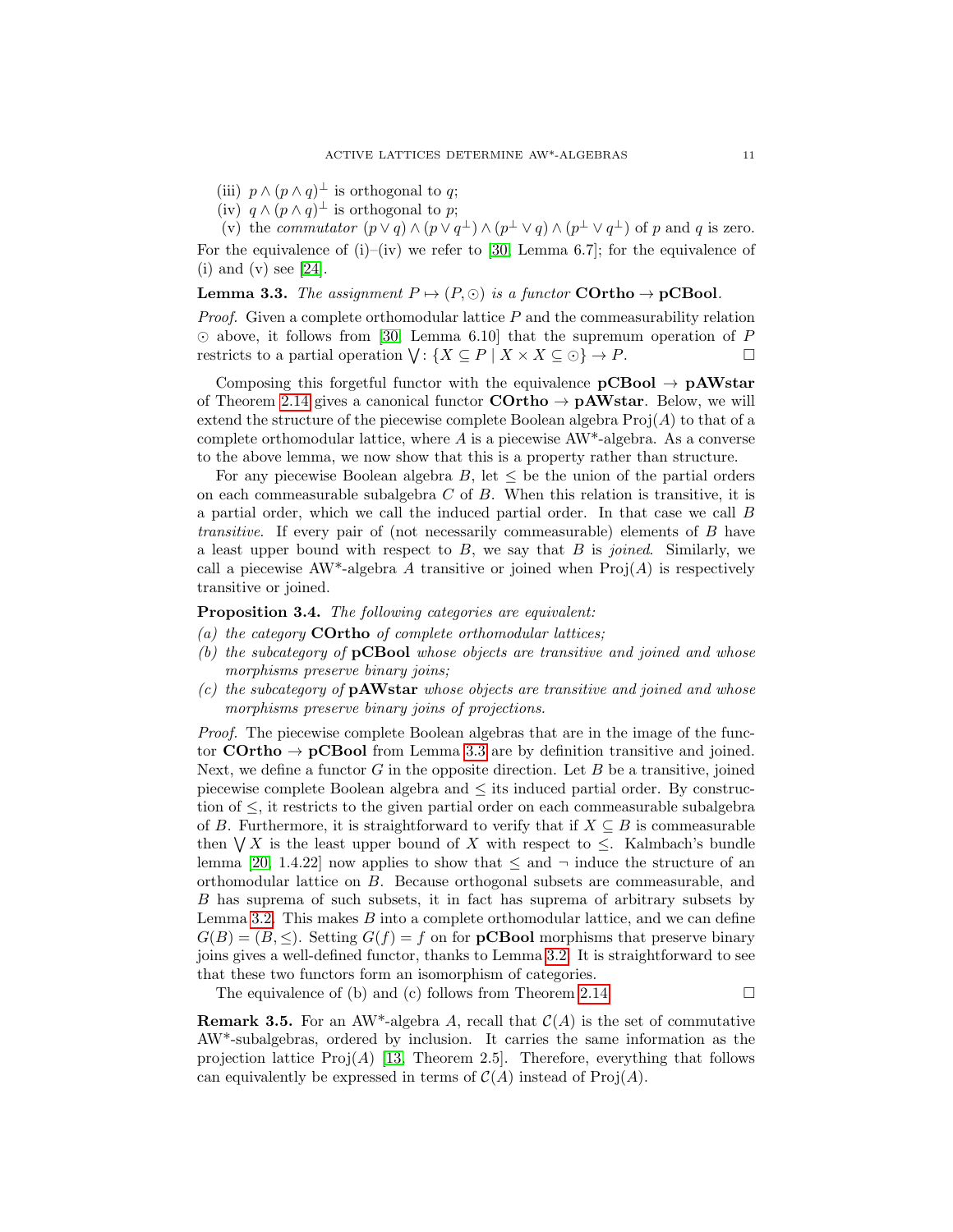(iii) $p \wedge (p \wedge q)^\perp$ is orthogonal to $q$;

(iv) $q \wedge (p \wedge q)^\perp$ is orthogonal to $p$;

(v) the *commutator* $(p \vee q) \wedge (p \vee q^\perp) \wedge (p^\perp \vee q) \wedge (p^\perp \vee q^\perp)$ of $p$ and $q$ is zero.

For the equivalence of (i)–(iv) we refer to [30, Lemma 6.7]; for the equivalence of (i) and (v) see [24].

**Lemma 3.3.** *The assignment $P \mapsto (P, \odot)$ is a functor* **COrtho** $\to$ **pCBool**.

*Proof.* Given a complete orthomodular lattice $P$ and the commeasurability relation $\odot$ above, it follows from [30, Lemma 6.10] that the supremum operation of $P$ restricts to a partial operation $\bigvee : \{X \subseteq P \mid X \times X \subseteq \odot\} \to P$. $\square$

Composing this forgetful functor with the equivalence **pCBool** $\to$ **pAWstar** of Theorem 2.14 gives a canonical functor **COrtho** $\to$ **pAWstar**. Below, we will extend the structure of the piecewise complete Boolean algebra $\mathrm{Proj}(A)$ to that of a complete orthomodular lattice, where $A$ is a piecewise AW\*-algebra. As a converse to the above lemma, we now show that this is a property rather than structure.

For any piecewise Boolean algebra $B$, let $\leq$ be the union of the partial orders on each commeasurable subalgebra $C$ of $B$. When this relation is transitive, it is a partial order, which we call the induced partial order. In that case we call $B$ *transitive*. If every pair of (not necessarily commeasurable) elements of $B$ have a least upper bound with respect to $B$, we say that $B$ is *joined*. Similarly, we call a piecewise AW\*-algebra $A$ transitive or joined when $\mathrm{Proj}(A)$ is respectively transitive or joined.

**Proposition 3.4.** *The following categories are equivalent:*

*(a) the category* **COrtho** *of complete orthomodular lattices;*

*(b) the subcategory of* **pCBool** *whose objects are transitive and joined and whose morphisms preserve binary joins;*

*(c) the subcategory of* **pAWstar** *whose objects are transitive and joined and whose morphisms preserve binary joins of projections.*

*Proof.* The piecewise complete Boolean algebras that are in the image of the functor **COrtho** $\to$ **pCBool** from Lemma 3.3 are by definition transitive and joined. Next, we define a functor $G$ in the opposite direction. Let $B$ be a transitive, joined piecewise complete Boolean algebra and $\leq$ its induced partial order. By construction of $\leq$, it restricts to the given partial order on each commeasurable subalgebra of $B$. Furthermore, it is straightforward to verify that if $X \subseteq B$ is commeasurable then $\bigvee X$ is the least upper bound of $X$ with respect to $\leq$. Kalmbach's bundle lemma [20, 1.4.22] now applies to show that $\leq$ and $\neg$ induce the structure of an orthomodular lattice on $B$. Because orthogonal subsets are commeasurable, and $B$ has suprema of such subsets, it in fact has suprema of arbitrary subsets by Lemma 3.2. This makes $B$ into a complete orthomodular lattice, and we can define $G(B) = (B, \leq)$. Setting $G(f) = f$ on for **pCBool** morphisms that preserve binary joins gives a well-defined functor, thanks to Lemma 3.2. It is straightforward to see that these two functors form an isomorphism of categories.

The equivalence of (b) and (c) follows from Theorem 2.14. $\square$

**Remark 3.5.** For an AW\*-algebra $A$, recall that $\mathcal{C}(A)$ is the set of commutative AW\*-subalgebras, ordered by inclusion. It carries the same information as the projection lattice $\mathrm{Proj}(A)$ [13, Theorem 2.5]. Therefore, everything that follows can equivalently be expressed in terms of $\mathcal{C}(A)$ instead of $\mathrm{Proj}(A)$.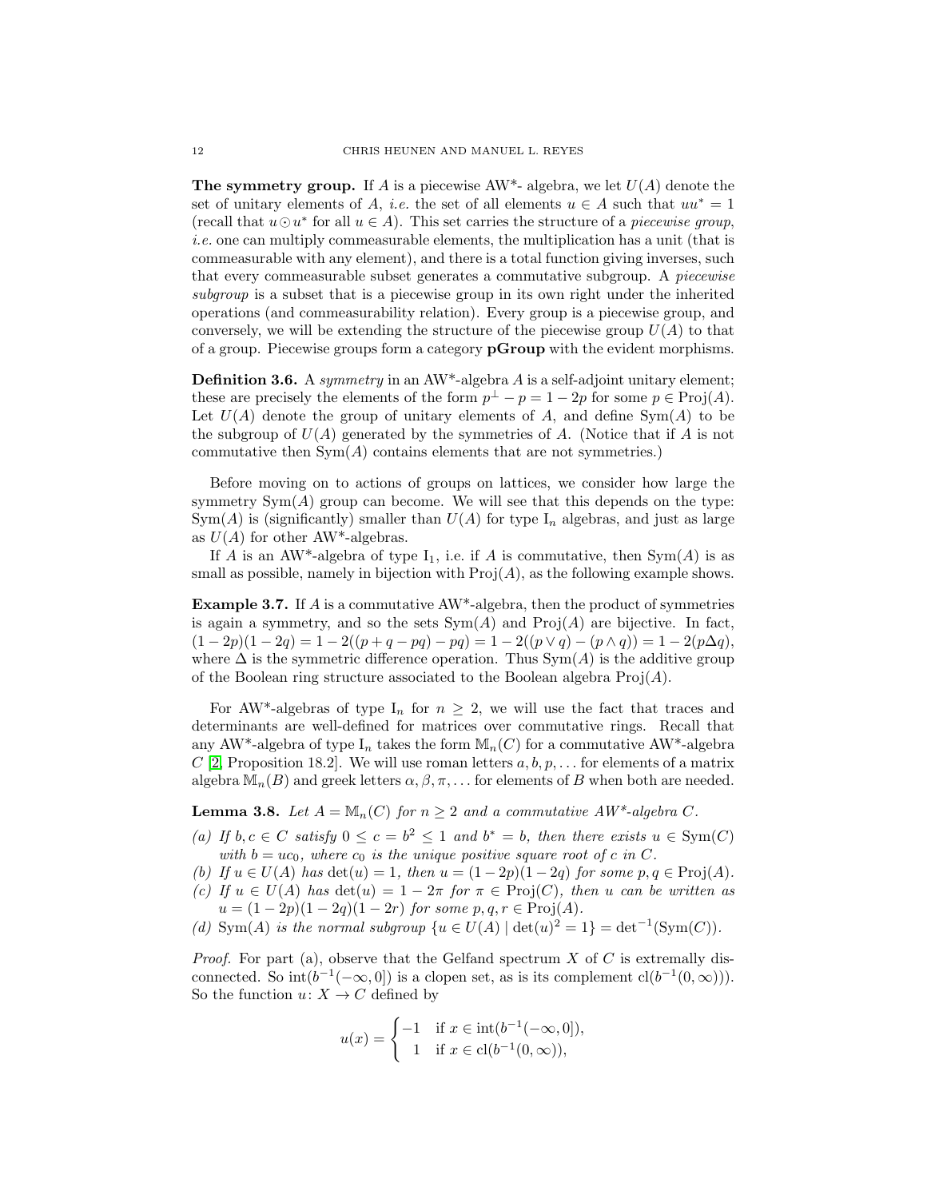**The symmetry group.** If $A$ is a piecewise AW*- algebra, we let $U(A)$ denote the set of unitary elements of $A$, *i.e.* the set of all elements $u \in A$ such that $uu^* = 1$ (recall that $u \odot u^*$ for all $u \in A$). This set carries the structure of a *piecewise group*, *i.e.* one can multiply commeasurable elements, the multiplication has a unit (that is commeasurable with any element), and there is a total function giving inverses, such that every commeasurable subset generates a commutative subgroup. A *piecewise subgroup* is a subset that is a piecewise group in its own right under the inherited operations (and commeasurability relation). Every group is a piecewise group, and conversely, we will be extending the structure of the piecewise group $U(A)$ to that of a group. Piecewise groups form a category **pGroup** with the evident morphisms.

**Definition 3.6.** A *symmetry* in an AW*-algebra $A$ is a self-adjoint unitary element; these are precisely the elements of the form $p^\perp - p = 1 - 2p$ for some $p \in \mathrm{Proj}(A)$. Let $U(A)$ denote the group of unitary elements of $A$, and define $\mathrm{Sym}(A)$ to be the subgroup of $U(A)$ generated by the symmetries of $A$. (Notice that if $A$ is not commutative then $\mathrm{Sym}(A)$ contains elements that are not symmetries.)

Before moving on to actions of groups on lattices, we consider how large the symmetry $\mathrm{Sym}(A)$ group can become. We will see that this depends on the type: $\mathrm{Sym}(A)$ is (significantly) smaller than $U(A)$ for type $\mathrm{I}_n$ algebras, and just as large as $U(A)$ for other AW*-algebras.

If $A$ is an AW*-algebra of type $\mathrm{I}_1$, i.e. if $A$ is commutative, then $\mathrm{Sym}(A)$ is as small as possible, namely in bijection with $\mathrm{Proj}(A)$, as the following example shows.

**Example 3.7.** If $A$ is a commutative AW*-algebra, then the product of symmetries is again a symmetry, and so the sets $\mathrm{Sym}(A)$ and $\mathrm{Proj}(A)$ are bijective. In fact, $(1-2p)(1-2q) = 1 - 2((p + q - pq) - pq) = 1 - 2((p \vee q) - (p \wedge q)) = 1 - 2(p \Delta q)$, where $\Delta$ is the symmetric difference operation. Thus $\mathrm{Sym}(A)$ is the additive group of the Boolean ring structure associated to the Boolean algebra $\mathrm{Proj}(A)$.

For AW*-algebras of type $\mathrm{I}_n$ for $n \geq 2$, we will use the fact that traces and determinants are well-defined for matrices over commutative rings. Recall that any AW*-algebra of type $\mathrm{I}_n$ takes the form $\mathbb{M}_n(C)$ for a commutative AW*-algebra $C$ [2, Proposition 18.2]. We will use roman letters $a, b, p, \ldots$ for elements of a matrix algebra $\mathbb{M}_n(B)$ and greek letters $\alpha, \beta, \pi, \ldots$ for elements of $B$ when both are needed.

**Lemma 3.8.** *Let $A = \mathbb{M}_n(C)$ for $n \geq 2$ and a commutative AW\*-algebra $C$.*

*(a) If $b, c \in C$ satisfy $0 \leq c = b^2 \leq 1$ and $b^* = b$, then there exists $u \in \mathrm{Sym}(C)$ with $b = uc_0$, where $c_0$ is the unique positive square root of $c$ in $C$.*
*(b) If $u \in U(A)$ has $\det(u) = 1$, then $u = (1-2p)(1-2q)$ for some $p, q \in \mathrm{Proj}(A)$.*
*(c) If $u \in U(A)$ has $\det(u) = 1 - 2\pi$ for $\pi \in \mathrm{Proj}(C)$, then $u$ can be written as $u = (1-2p)(1-2q)(1-2r)$ for some $p, q, r \in \mathrm{Proj}(A)$.*
*(d) $\mathrm{Sym}(A)$ is the normal subgroup $\{u \in U(A) \mid \det(u)^2 = 1\} = \det^{-1}(\mathrm{Sym}(C))$.*

*Proof.* For part (a), observe that the Gelfand spectrum $X$ of $C$ is extremally disconnected. So $\mathrm{int}(b^{-1}(-\infty, 0])$ is a clopen set, as is its complement $\mathrm{cl}(b^{-1}(0, \infty)))$. So the function $u \colon X \to C$ defined by

$$u(x) = \begin{cases} -1 & \text{if } x \in \mathrm{int}(b^{-1}(-\infty, 0]), \\ 1 & \text{if } x \in \mathrm{cl}(b^{-1}(0, \infty)), \end{cases}$$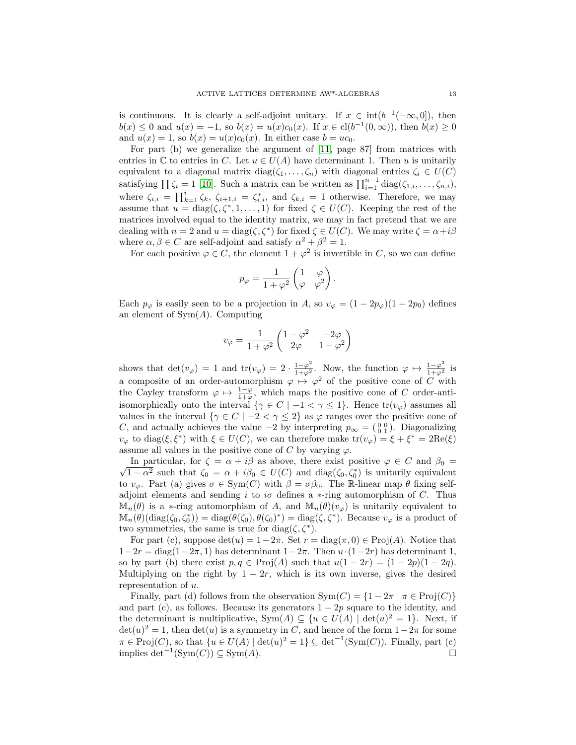is continuous. It is clearly a self-adjoint unitary. If $x \in \operatorname{int}(b^{-1}(-\infty, 0])$, then $b(x) \leq 0$ and $u(x) = -1$, so $b(x) = u(x)c_0(x)$. If $x \in \operatorname{cl}(b^{-1}(0, \infty))$, then $b(x) \geq 0$ and $u(x) = 1$, so $b(x) = u(x)c_0(x)$. In either case $b = uc_0$.

For part (b) we generalize the argument of [11, page 87] from matrices with entries in $\mathbb{C}$ to entries in $C$. Let $u \in U(A)$ have determinant 1. Then $u$ is unitarily equivalent to a diagonal matrix $\operatorname{diag}(\zeta_1, \ldots, \zeta_n)$ with diagonal entries $\zeta_i \in U(C)$ satisfying $\prod \zeta_i = 1$ [10]. Such a matrix can be written as $\prod_{i=1}^{n-1} \operatorname{diag}(\zeta_{1,i}, \ldots, \zeta_{n,i})$, where $\zeta_{i,i} = \prod_{k=1}^{i} \zeta_k$, $\zeta_{i+1,i} = \zeta_{i,i}^*$, and $\zeta_{k,i} = 1$ otherwise. Therefore, we may assume that $u = \operatorname{diag}(\zeta, \zeta^*, 1, \ldots, 1)$ for fixed $\zeta \in U(C)$. Keeping the rest of the matrices involved equal to the identity matrix, we may in fact pretend that we are dealing with $n = 2$ and $u = \operatorname{diag}(\zeta, \zeta^*)$ for fixed $\zeta \in U(C)$. We may write $\zeta = \alpha + i\beta$ where $\alpha, \beta \in C$ are self-adjoint and satisfy $\alpha^2 + \beta^2 = 1$.

For each positive $\varphi \in C$, the element $1 + \varphi^2$ is invertible in $C$, so we can define

$$p_\varphi = \frac{1}{1+\varphi^2} \begin{pmatrix} 1 & \varphi \\ \varphi & \varphi^2 \end{pmatrix}.$$

Each $p_\varphi$ is easily seen to be a projection in $A$, so $v_\varphi = (1 - 2p_\varphi)(1 - 2p_0)$ defines an element of $\operatorname{Sym}(A)$. Computing

$$v_\varphi = \frac{1}{1+\varphi^2} \begin{pmatrix} 1-\varphi^2 & -2\varphi \\ 2\varphi & 1-\varphi^2 \end{pmatrix}$$

shows that $\det(v_\varphi) = 1$ and $\operatorname{tr}(v_\varphi) = 2 \cdot \frac{1-\varphi^2}{1+\varphi^2}$. Now, the function $\varphi \mapsto \frac{1-\varphi^2}{1+\varphi^2}$ is a composite of an order-automorphism $\varphi \mapsto \varphi^2$ of the positive cone of $C$ with the Cayley transform $\varphi \mapsto \frac{1-\varphi}{1+\varphi}$, which maps the positive cone of $C$ order-anti-isomorphically onto the interval $\{\gamma \in C \mid -1 < \gamma \leq 1\}$. Hence $\operatorname{tr}(v_\varphi)$ assumes all values in the interval $\{\gamma \in C \mid -2 < \gamma \leq 2\}$ as $\varphi$ ranges over the positive cone of $C$, and actually achieves the value $-2$ by interpreting $p_\infty = \left(\begin{smallmatrix} 0 & 0 \\ 0 & 1 \end{smallmatrix}\right)$. Diagonalizing $v_\varphi$ to $\operatorname{diag}(\xi, \xi^*)$ with $\xi \in U(C)$, we can therefore make $\operatorname{tr}(v_\varphi) = \xi + \xi^* = 2\operatorname{Re}(\xi)$ assume all values in the positive cone of $C$ by varying $\varphi$.

In particular, for $\zeta = \alpha + i\beta$ as above, there exist positive $\varphi \in C$ and $\beta_0 = \sqrt{1 - \alpha^2}$ such that $\zeta_0 = \alpha + i\beta_0 \in U(C)$ and $\operatorname{diag}(\zeta_0, \zeta_0^*)$ is unitarily equivalent to $v_\varphi$. Part (a) gives $\sigma \in \operatorname{Sym}(C)$ with $\beta = \sigma\beta_0$. The $\mathbb{R}$-linear map $\theta$ fixing self-adjoint elements and sending $i$ to $i\sigma$ defines a $*$-ring automorphism of $C$. Thus $\mathbb{M}_n(\theta)$ is a $*$-ring automorphism of $A$, and $\mathbb{M}_n(\theta)(v_\varphi)$ is unitarily equivalent to $\mathbb{M}_n(\theta)(\operatorname{diag}(\zeta_0, \zeta_0^*)) = \operatorname{diag}(\theta(\zeta_0), \theta(\zeta_0)^*) = \operatorname{diag}(\zeta, \zeta^*)$. Because $v_\varphi$ is a product of two symmetries, the same is true for $\operatorname{diag}(\zeta, \zeta^*)$.

For part (c), suppose $\det(u) = 1 - 2\pi$. Set $r = \operatorname{diag}(\pi, 0) \in \operatorname{Proj}(A)$. Notice that $1 - 2r = \operatorname{diag}(1 - 2\pi, 1)$ has determinant $1 - 2\pi$. Then $u \cdot (1 - 2r)$ has determinant 1, so by part (b) there exist $p, q \in \operatorname{Proj}(A)$ such that $u(1 - 2r) = (1 - 2p)(1 - 2q)$. Multiplying on the right by $1 - 2r$, which is its own inverse, gives the desired representation of $u$.

Finally, part (d) follows from the observation $\operatorname{Sym}(C) = \{1 - 2\pi \mid \pi \in \operatorname{Proj}(C)\}$ and part (c), as follows. Because its generators $1 - 2p$ square to the identity, and the determinant is multiplicative, $\operatorname{Sym}(A) \subseteq \{u \in U(A) \mid \det(u)^2 = 1\}$. Next, if $\det(u)^2 = 1$, then $\det(u)$ is a symmetry in $C$, and hence of the form $1 - 2\pi$ for some $\pi \in \operatorname{Proj}(C)$, so that $\{u \in U(A) \mid \det(u)^2 = 1\} \subseteq \det^{-1}(\operatorname{Sym}(C))$. Finally, part (c) implies $\det^{-1}(\operatorname{Sym}(C)) \subseteq \operatorname{Sym}(A)$. □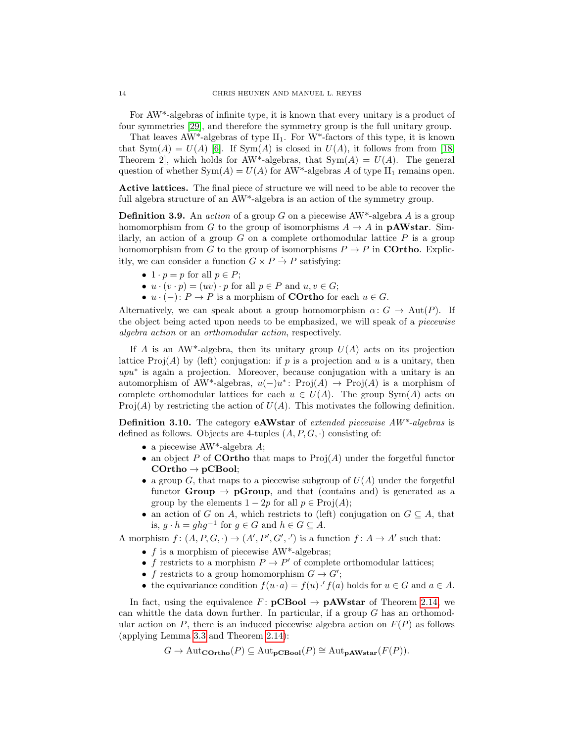For AW*-algebras of infinite type, it is known that every unitary is a product of four symmetries [29], and therefore the symmetry group is the full unitary group.

That leaves AW*-algebras of type $\mathrm{II}_1$. For W*-factors of this type, it is known that $\mathrm{Sym}(A) = U(A)$ [6]. If $\mathrm{Sym}(A)$ is closed in $U(A)$, it follows from from [18, Theorem 2], which holds for AW*-algebras, that $\mathrm{Sym}(A) = U(A)$. The general question of whether $\mathrm{Sym}(A) = U(A)$ for AW*-algebras $A$ of type $\mathrm{II}_1$ remains open.

**Active lattices.** The final piece of structure we will need to be able to recover the full algebra structure of an AW*-algebra is an action of the symmetry group.

**Definition 3.9.** An *action* of a group $G$ on a piecewise AW*-algebra $A$ is a group homomorphism from $G$ to the group of isomorphisms $A \to A$ in **pAWstar**. Similarly, an action of a group $G$ on a complete orthomodular lattice $P$ is a group homomorphism from $G$ to the group of isomorphisms $P \to P$ in **COrtho**. Explicitly, we can consider a function $G \times P \xrightarrow{\cdot} P$ satisfying:

- $1 \cdot p = p$ for all $p \in P$;
- $u \cdot (v \cdot p) = (uv) \cdot p$ for all $p \in P$ and $u, v \in G$;
- $u \cdot (-) \colon P \to P$ is a morphism of **COrtho** for each $u \in G$.

Alternatively, we can speak about a group homomorphism $\alpha \colon G \to \mathrm{Aut}(P)$. If the object being acted upon needs to be emphasized, we will speak of a *piecewise algebra action* or an *orthomodular action*, respectively.

If $A$ is an AW*-algebra, then its unitary group $U(A)$ acts on its projection lattice $\mathrm{Proj}(A)$ by (left) conjugation: if $p$ is a projection and $u$ is a unitary, then $upu^*$ is again a projection. Moreover, because conjugation with a unitary is an automorphism of AW*-algebras, $u(-)u^* \colon \mathrm{Proj}(A) \to \mathrm{Proj}(A)$ is a morphism of complete orthomodular lattices for each $u \in U(A)$. The group $\mathrm{Sym}(A)$ acts on $\mathrm{Proj}(A)$ by restricting the action of $U(A)$. This motivates the following definition.

**Definition 3.10.** The category **eAWstar** of *extended piecewise AW\*-algebras* is defined as follows. Objects are 4-tuples $(A, P, G, \cdot)$ consisting of:

- a piecewise AW*-algebra $A$;
- an object $P$ of **COrtho** that maps to $\mathrm{Proj}(A)$ under the forgetful functor **COrtho** $\to$ **pCBool**;
- a group $G$, that maps to a piecewise subgroup of $U(A)$ under the forgetful functor **Group** $\to$ **pGroup**, and that (contains and) is generated as a group by the elements $1 - 2p$ for all $p \in \mathrm{Proj}(A)$;
- an action of $G$ on $A$, which restricts to (left) conjugation on $G \subseteq A$, that is, $g \cdot h = ghg^{-1}$ for $g \in G$ and $h \in G \subseteq A$.

A morphism $f \colon (A, P, G, \cdot) \to (A', P', G', \cdot')$ is a function $f \colon A \to A'$ such that:

- $f$ is a morphism of piecewise AW*-algebras;
- $f$ restricts to a morphism $P \to P'$ of complete orthomodular lattices;
- $f$ restricts to a group homomorphism $G \to G'$;
- the equivariance condition $f(u \cdot a) = f(u) \cdot' f(a)$ holds for $u \in G$ and $a \in A$.

In fact, using the equivalence $F \colon \mathbf{pCBool} \to \mathbf{pAWstar}$ of Theorem 2.14, we can whittle the data down further. In particular, if a group $G$ has an orthomodular action on $P$, there is an induced piecewise algebra action on $F(P)$ as follows (applying Lemma 3.3 and Theorem 2.14):

$$G \to \mathrm{Aut}_{\mathbf{COrtho}}(P) \subseteq \mathrm{Aut}_{\mathbf{pCBool}}(P) \cong \mathrm{Aut}_{\mathbf{pAWstar}}(F(P)).$$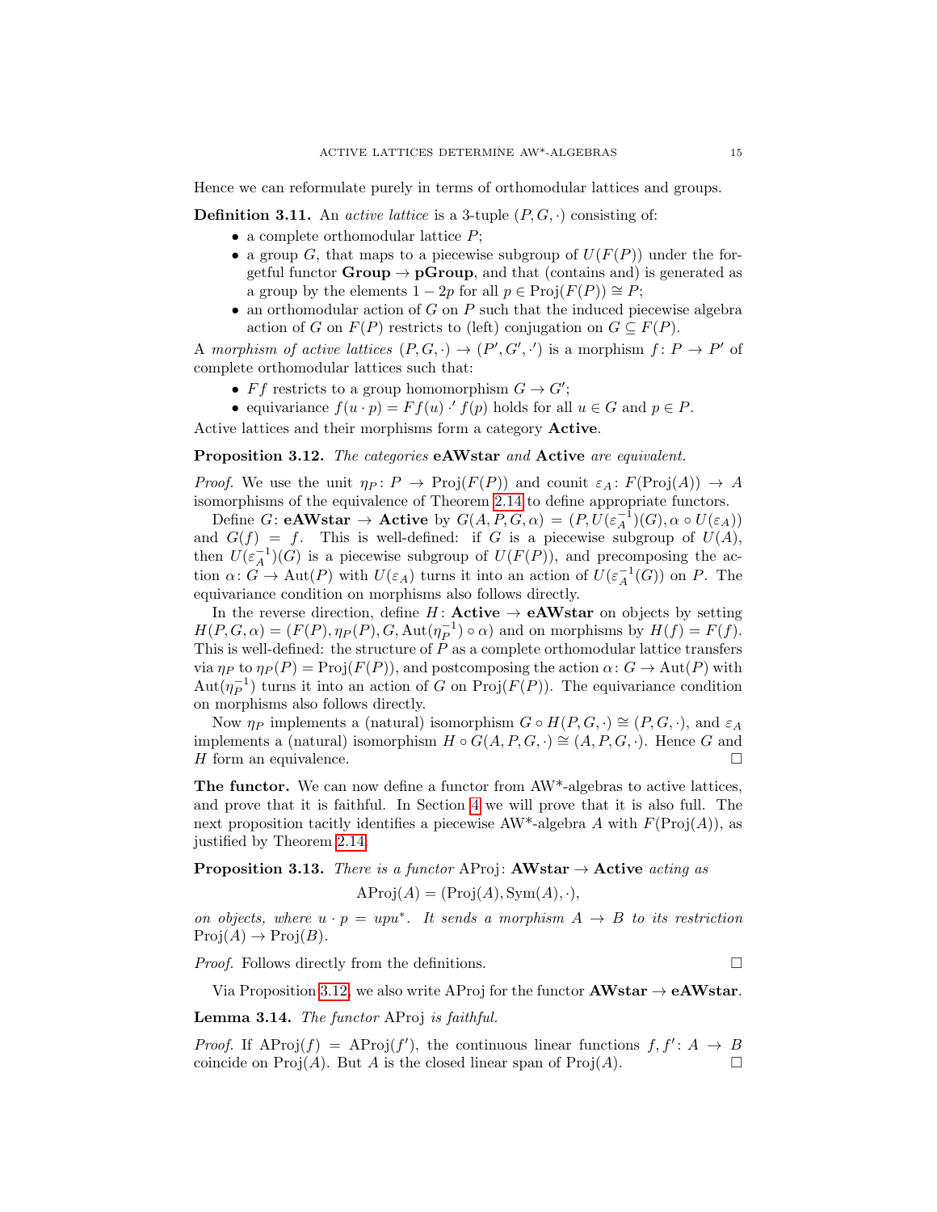Hence we can reformulate purely in terms of orthomodular lattices and groups.

**Definition 3.11.** An *active lattice* is a 3-tuple $(P, G, \cdot)$ consisting of:

- a complete orthomodular lattice $P$;
- a group $G$, that maps to a piecewise subgroup of $U(F(P))$ under the forgetful functor $\mathbf{Group} \to \mathbf{pGroup}$, and that (contains and) is generated as a group by the elements $1 - 2p$ for all $p \in \mathrm{Proj}(F(P)) \cong P$;
- an orthomodular action of $G$ on $P$ such that the induced piecewise algebra action of $G$ on $F(P)$ restricts to (left) conjugation on $G \subseteq F(P)$.

A *morphism of active lattices* $(P, G, \cdot) \to (P', G', \cdot')$ is a morphism $f : P \to P'$ of complete orthomodular lattices such that:

- $Ff$ restricts to a group homomorphism $G \to G'$;
- equivariance $f(u \cdot p) = Ff(u) \cdot' f(p)$ holds for all $u \in G$ and $p \in P$.

Active lattices and their morphisms form a category $\mathbf{Active}$.

**Proposition 3.12.** *The categories* $\mathbf{eAWstar}$ *and* $\mathbf{Active}$ *are equivalent.*

*Proof.* We use the unit $\eta_P : P \to \mathrm{Proj}(F(P))$ and counit $\varepsilon_A : F(\mathrm{Proj}(A)) \to A$ isomorphisms of the equivalence of Theorem 2.14 to define appropriate functors.

Define $G : \mathbf{eAWstar} \to \mathbf{Active}$ by $G(A, P, G, \alpha) = (P, U(\varepsilon_A^{-1})(G), \alpha \circ U(\varepsilon_A))$ and $G(f) = f$. This is well-defined: if $G$ is a piecewise subgroup of $U(A)$, then $U(\varepsilon_A^{-1})(G)$ is a piecewise subgroup of $U(F(P))$, and precomposing the action $\alpha : G \to \mathrm{Aut}(P)$ with $U(\varepsilon_A)$ turns it into an action of $U(\varepsilon_A^{-1}(G))$ on $P$. The equivariance condition on morphisms also follows directly.

In the reverse direction, define $H : \mathbf{Active} \to \mathbf{eAWstar}$ on objects by setting $H(P, G, \alpha) = (F(P), \eta_P(P), G, \mathrm{Aut}(\eta_P^{-1}) \circ \alpha)$ and on morphisms by $H(f) = F(f)$. This is well-defined: the structure of $P$ as a complete orthomodular lattice transfers via $\eta_P$ to $\eta_P(P) = \mathrm{Proj}(F(P))$, and postcomposing the action $\alpha : G \to \mathrm{Aut}(P)$ with $\mathrm{Aut}(\eta_P^{-1})$ turns it into an action of $G$ on $\mathrm{Proj}(F(P))$. The equivariance condition on morphisms also follows directly.

Now $\eta_P$ implements a (natural) isomorphism $G \circ H(P, G, \cdot) \cong (P, G, \cdot)$, and $\varepsilon_A$ implements a (natural) isomorphism $H \circ G(A, P, G, \cdot) \cong (A, P, G, \cdot)$. Hence $G$ and $H$ form an equivalence. □

**The functor.** We can now define a functor from AW\*-algebras to active lattices, and prove that it is faithful. In Section 4 we will prove that it is also full. The next proposition tacitly identifies a piecewise AW\*-algebra $A$ with $F(\mathrm{Proj}(A))$, as justified by Theorem 2.14.

**Proposition 3.13.** *There is a functor* $\mathrm{AProj} : \mathbf{AWstar} \to \mathbf{Active}$ *acting as*

$$\mathrm{AProj}(A) = (\mathrm{Proj}(A), \mathrm{Sym}(A), \cdot),$$

*on objects, where* $u \cdot p = upu^*$. *It sends a morphism* $A \to B$ *to its restriction* $\mathrm{Proj}(A) \to \mathrm{Proj}(B)$.

*Proof.* Follows directly from the definitions. □

Via Proposition 3.12, we also write AProj for the functor $\mathbf{AWstar} \to \mathbf{eAWstar}$.

**Lemma 3.14.** *The functor* AProj *is faithful.*

*Proof.* If $\mathrm{AProj}(f) = \mathrm{AProj}(f')$, the continuous linear functions $f, f' : A \to B$ coincide on $\mathrm{Proj}(A)$. But $A$ is the closed linear span of $\mathrm{Proj}(A)$. □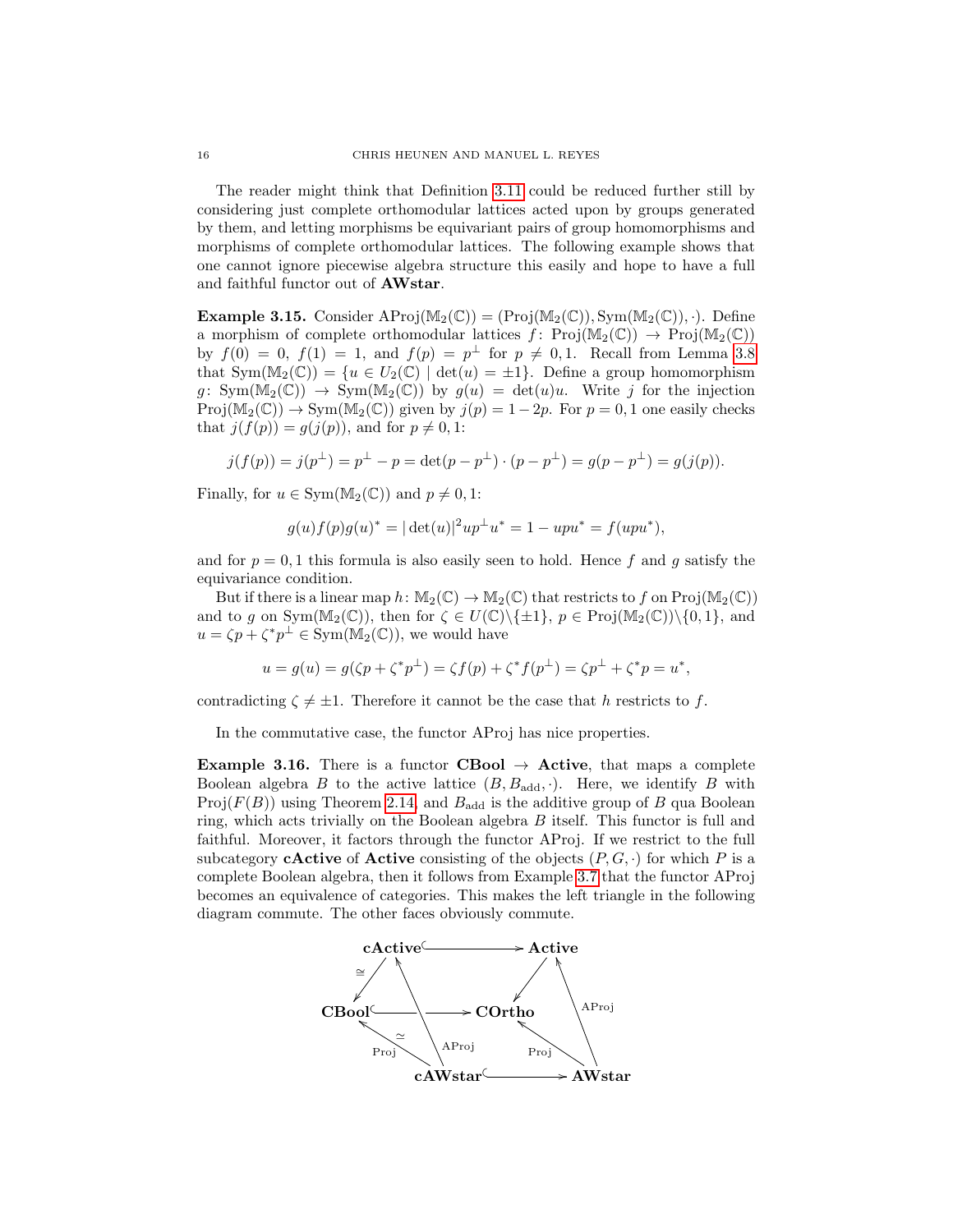The reader might think that Definition 3.11 could be reduced further still by considering just complete orthomodular lattices acted upon by groups generated by them, and letting morphisms be equivariant pairs of group homomorphisms and morphisms of complete orthomodular lattices. The following example shows that one cannot ignore piecewise algebra structure this easily and hope to have a full and faithful functor out of **AWstar**.

**Example 3.15.** Consider $\mathrm{AProj}(\mathbb{M}_2(\mathbb{C})) = (\mathrm{Proj}(\mathbb{M}_2(\mathbb{C})), \mathrm{Sym}(\mathbb{M}_2(\mathbb{C})), \cdot)$. Define a morphism of complete orthomodular lattices $f\colon \mathrm{Proj}(\mathbb{M}_2(\mathbb{C})) \to \mathrm{Proj}(\mathbb{M}_2(\mathbb{C}))$ by $f(0) = 0$, $f(1) = 1$, and $f(p) = p^\perp$ for $p \neq 0, 1$. Recall from Lemma 3.8 that $\mathrm{Sym}(\mathbb{M}_2(\mathbb{C})) = \{u \in U_2(\mathbb{C}) \mid \det(u) = \pm 1\}$. Define a group homomorphism $g\colon \mathrm{Sym}(\mathbb{M}_2(\mathbb{C})) \to \mathrm{Sym}(\mathbb{M}_2(\mathbb{C}))$ by $g(u) = \det(u)u$. Write $j$ for the injection $\mathrm{Proj}(\mathbb{M}_2(\mathbb{C})) \to \mathrm{Sym}(\mathbb{M}_2(\mathbb{C}))$ given by $j(p) = 1 - 2p$. For $p = 0, 1$ one easily checks that $j(f(p)) = g(j(p))$, and for $p \neq 0, 1$:

$$j(f(p)) = j(p^\perp) = p^\perp - p = \det(p - p^\perp) \cdot (p - p^\perp) = g(p - p^\perp) = g(j(p)).$$

Finally, for $u \in \mathrm{Sym}(\mathbb{M}_2(\mathbb{C}))$ and $p \neq 0, 1$:

$$g(u)f(p)g(u)^* = |\det(u)|^2 u p^\perp u^* = 1 - upu^* = f(upu^*),$$

and for $p = 0, 1$ this formula is also easily seen to hold. Hence $f$ and $g$ satisfy the equivariance condition.

But if there is a linear map $h\colon \mathbb{M}_2(\mathbb{C}) \to \mathbb{M}_2(\mathbb{C})$ that restricts to $f$ on $\mathrm{Proj}(\mathbb{M}_2(\mathbb{C}))$ and to $g$ on $\mathrm{Sym}(\mathbb{M}_2(\mathbb{C}))$, then for $\zeta \in U(\mathbb{C}) \setminus \{\pm 1\}$, $p \in \mathrm{Proj}(\mathbb{M}_2(\mathbb{C})) \setminus \{0, 1\}$, and $u = \zeta p + \zeta^* p^\perp \in \mathrm{Sym}(\mathbb{M}_2(\mathbb{C}))$, we would have

$$u = g(u) = g(\zeta p + \zeta^* p^\perp) = \zeta f(p) + \zeta^* f(p^\perp) = \zeta p^\perp + \zeta^* p = u^*,$$

contradicting $\zeta \neq \pm 1$. Therefore it cannot be the case that $h$ restricts to $f$.

In the commutative case, the functor AProj has nice properties.

**Example 3.16.** There is a functor $\mathbf{CBool} \to \mathbf{Active}$, that maps a complete Boolean algebra $B$ to the active lattice $(B, B_{\mathrm{add}}, \cdot)$. Here, we identify $B$ with $\mathrm{Proj}(F(B))$ using Theorem 2.14, and $B_{\mathrm{add}}$ is the additive group of $B$ qua Boolean ring, which acts trivially on the Boolean algebra $B$ itself. This functor is full and faithful. Moreover, it factors through the functor AProj. If we restrict to the full subcategory **cActive** of **Active** consisting of the objects $(P, G, \cdot)$ for which $P$ is a complete Boolean algebra, then it follows from Example 3.7 that the functor AProj becomes an equivalence of categories. This makes the left triangle in the following diagram commute. The other faces obviously commute.

$$\begin{array}{ccc}
\mathbf{cActive} & \hookrightarrow & \mathbf{Active} \\
\downarrow{\scriptstyle\cong} & & \downarrow \\
\mathbf{CBool} & \hookrightarrow & \mathbf{COrtho} \\
{\scriptstyle\mathrm{Proj},\ \simeq}\uparrow \quad \uparrow{\scriptstyle\mathrm{AProj}} & & {\scriptstyle\mathrm{Proj}}\uparrow \quad \uparrow{\scriptstyle\mathrm{AProj}} \\
\mathbf{cAWstar} & \hookrightarrow & \mathbf{AWstar}
\end{array}$$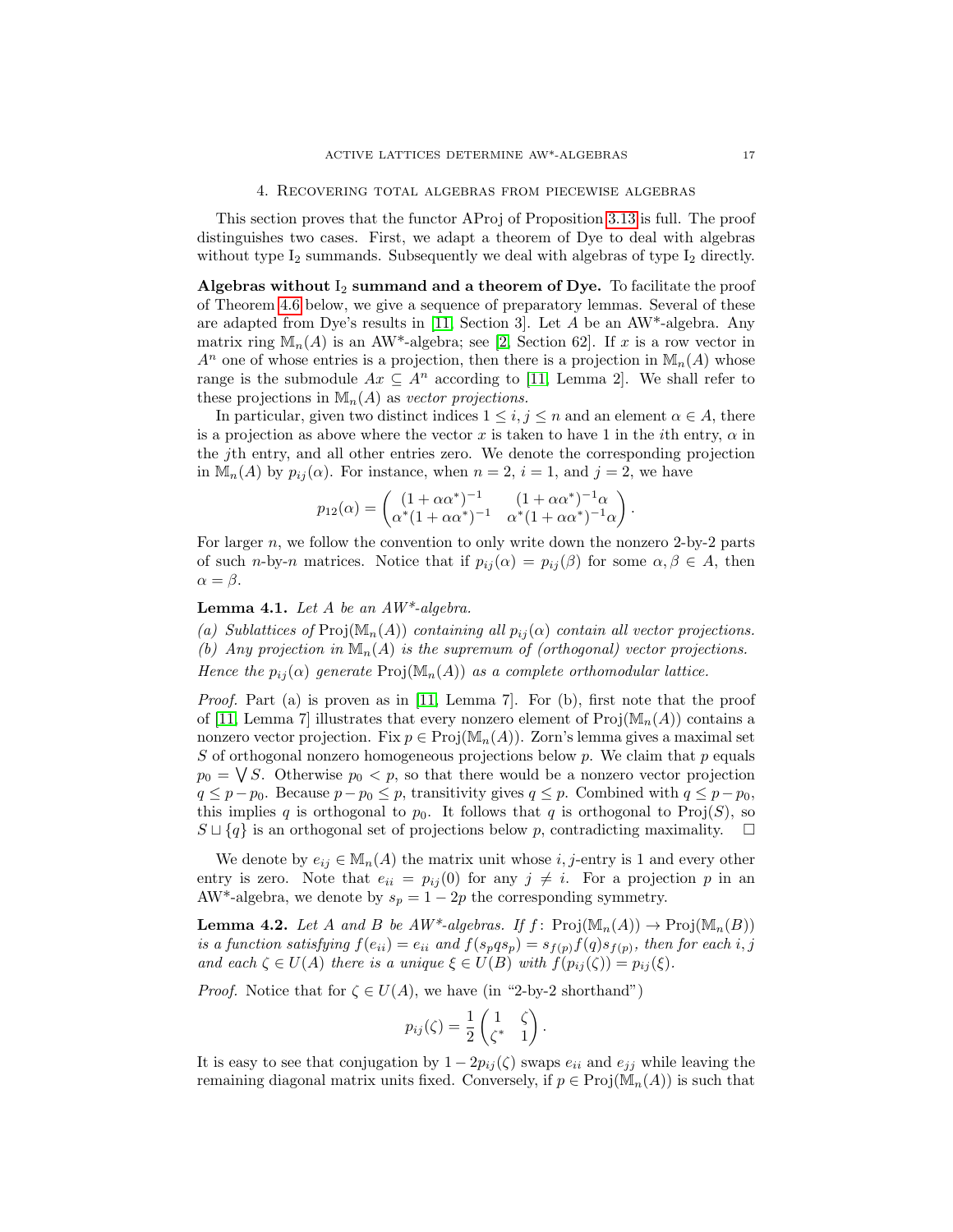## 4. Recovering total algebras from piecewise algebras

This section proves that the functor AProj of Proposition 3.13 is full. The proof distinguishes two cases. First, we adapt a theorem of Dye to deal with algebras without type $\mathrm{I}_2$ summands. Subsequently we deal with algebras of type $\mathrm{I}_2$ directly.

**Algebras without $\mathrm{I}_2$ summand and a theorem of Dye.** To facilitate the proof of Theorem 4.6 below, we give a sequence of preparatory lemmas. Several of these are adapted from Dye's results in [11, Section 3]. Let $A$ be an AW*-algebra. Any matrix ring $\mathbb{M}_n(A)$ is an AW*-algebra; see [2, Section 62]. If $x$ is a row vector in $A^n$ one of whose entries is a projection, then there is a projection in $\mathbb{M}_n(A)$ whose range is the submodule $Ax \subseteq A^n$ according to [11, Lemma 2]. We shall refer to these projections in $\mathbb{M}_n(A)$ as *vector projections.*

In particular, given two distinct indices $1 \leq i, j \leq n$ and an element $\alpha \in A$, there is a projection as above where the vector $x$ is taken to have 1 in the $i$th entry, $\alpha$ in the $j$th entry, and all other entries zero. We denote the corresponding projection in $\mathbb{M}_n(A)$ by $p_{ij}(\alpha)$. For instance, when $n = 2$, $i = 1$, and $j = 2$, we have

$$p_{12}(\alpha) = \begin{pmatrix} (1+\alpha\alpha^*)^{-1} & (1+\alpha\alpha^*)^{-1}\alpha \\ \alpha^*(1+\alpha\alpha^*)^{-1} & \alpha^*(1+\alpha\alpha^*)^{-1}\alpha \end{pmatrix}.$$

For larger $n$, we follow the convention to only write down the nonzero 2-by-2 parts of such $n$-by-$n$ matrices. Notice that if $p_{ij}(\alpha) = p_{ij}(\beta)$ for some $\alpha, \beta \in A$, then $\alpha = \beta$.

**Lemma 4.1.** *Let $A$ be an AW\*-algebra.*

*(a) Sublattices of $\operatorname{Proj}(\mathbb{M}_n(A))$ containing all $p_{ij}(\alpha)$ contain all vector projections.*
*(b) Any projection in $\mathbb{M}_n(A)$ is the supremum of (orthogonal) vector projections.*
*Hence the $p_{ij}(\alpha)$ generate $\operatorname{Proj}(\mathbb{M}_n(A))$ as a complete orthomodular lattice.*

*Proof.* Part (a) is proven as in [11, Lemma 7]. For (b), first note that the proof of [11, Lemma 7] illustrates that every nonzero element of $\operatorname{Proj}(\mathbb{M}_n(A))$ contains a nonzero vector projection. Fix $p \in \operatorname{Proj}(\mathbb{M}_n(A))$. Zorn's lemma gives a maximal set $S$ of orthogonal nonzero homogeneous projections below $p$. We claim that $p$ equals $p_0 = \bigvee S$. Otherwise $p_0 < p$, so that there would be a nonzero vector projection $q \leq p - p_0$. Because $p - p_0 \leq p$, transitivity gives $q \leq p$. Combined with $q \leq p - p_0$, this implies $q$ is orthogonal to $p_0$. It follows that $q$ is orthogonal to $\operatorname{Proj}(S)$, so $S \sqcup \{q\}$ is an orthogonal set of projections below $p$, contradicting maximality. $\square$

We denote by $e_{ij} \in \mathbb{M}_n(A)$ the matrix unit whose $i, j$-entry is 1 and every other entry is zero. Note that $e_{ii} = p_{ij}(0)$ for any $j \neq i$. For a projection $p$ in an AW\*-algebra, we denote by $s_p = 1 - 2p$ the corresponding symmetry.

**Lemma 4.2.** *Let $A$ and $B$ be AW\*-algebras. If $f\colon \operatorname{Proj}(\mathbb{M}_n(A)) \to \operatorname{Proj}(\mathbb{M}_n(B))$ is a function satisfying $f(e_{ii}) = e_{ii}$ and $f(s_p q s_p) = s_{f(p)} f(q) s_{f(p)}$, then for each $i, j$ and each $\zeta \in U(A)$ there is a unique $\xi \in U(B)$ with $f(p_{ij}(\zeta)) = p_{ij}(\xi)$.*

*Proof.* Notice that for $\zeta \in U(A)$, we have (in "2-by-2 shorthand")

$$p_{ij}(\zeta) = \frac{1}{2}\begin{pmatrix} 1 & \zeta \\ \zeta^* & 1 \end{pmatrix}.$$

It is easy to see that conjugation by $1 - 2p_{ij}(\zeta)$ swaps $e_{ii}$ and $e_{jj}$ while leaving the remaining diagonal matrix units fixed. Conversely, if $p \in \operatorname{Proj}(\mathbb{M}_n(A))$ is such that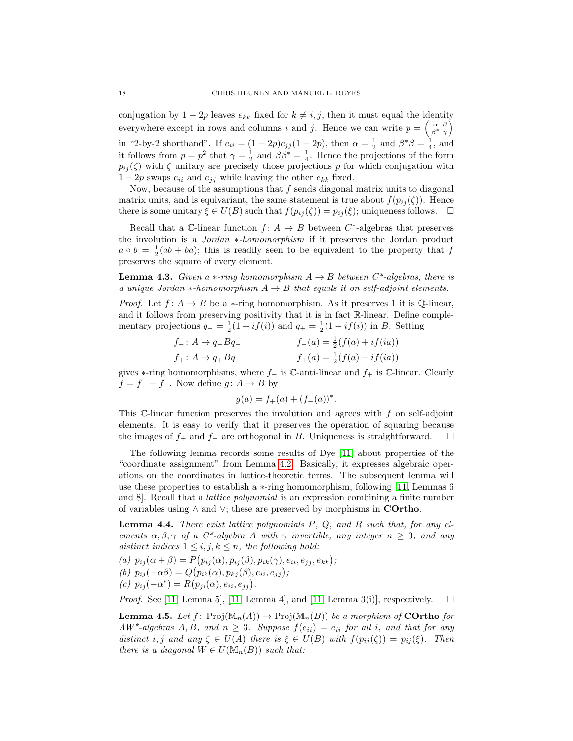conjugation by $1-2p$ leaves $e_{kk}$ fixed for $k \neq i, j$, then it must equal the identity everywhere except in rows and columns $i$ and $j$. Hence we can write $p = \begin{pmatrix} \alpha & \beta \\ \beta^* & \gamma \end{pmatrix}$ in "2-by-2 shorthand". If $e_{ii} = (1-2p)e_{jj}(1-2p)$, then $\alpha = \frac{1}{2}$ and $\beta^*\beta = \frac{1}{4}$, and it follows from $p = p^2$ that $\gamma = \frac{1}{2}$ and $\beta\beta^* = \frac{1}{4}$. Hence the projections of the form $p_{ij}(\zeta)$ with $\zeta$ unitary are precisely those projections $p$ for which conjugation with $1-2p$ swaps $e_{ii}$ and $e_{jj}$ while leaving the other $e_{kk}$ fixed.

Now, because of the assumptions that $f$ sends diagonal matrix units to diagonal matrix units, and is equivariant, the same statement is true about $f(p_{ij}(\zeta))$. Hence there is some unitary $\xi \in U(B)$ such that $f(p_{ij}(\zeta)) = p_{ij}(\xi)$; uniqueness follows. $\square$

Recall that a $\mathbb{C}$-linear function $f\colon A \to B$ between $C^*$-algebras that preserves the involution is a *Jordan $*$-homomorphism* if it preserves the Jordan product $a \circ b = \frac{1}{2}(ab + ba)$; this is readily seen to be equivalent to the property that $f$ preserves the square of every element.

**Lemma 4.3.** *Given a $*$-ring homomorphism $A \to B$ between $C^*$-algebras, there is a unique Jordan $*$-homomorphism $A \to B$ that equals it on self-adjoint elements.*

*Proof.* Let $f\colon A \to B$ be a $*$-ring homomorphism. As it preserves 1 it is $\mathbb{Q}$-linear, and it follows from preserving positivity that it is in fact $\mathbb{R}$-linear. Define complementary projections $q_- = \frac{1}{2}(1 + if(i))$ and $q_+ = \frac{1}{2}(1 - if(i))$ in $B$. Setting

$$f_-\colon A \to q_- B q_- \qquad f_-(a) = \tfrac{1}{2}(f(a) + if(ia))$$
$$f_+\colon A \to q_+ B q_+ \qquad f_+(a) = \tfrac{1}{2}(f(a) - if(ia))$$

gives $*$-ring homomorphisms, where $f_-$ is $\mathbb{C}$-anti-linear and $f_+$ is $\mathbb{C}$-linear. Clearly $f = f_+ + f_-$. Now define $g\colon A \to B$ by

$$g(a) = f_+(a) + (f_-(a))^*.$$

This $\mathbb{C}$-linear function preserves the involution and agrees with $f$ on self-adjoint elements. It is easy to verify that it preserves the operation of squaring because the images of $f_+$ and $f_-$ are orthogonal in $B$. Uniqueness is straightforward. $\square$

The following lemma records some results of Dye [11] about properties of the "coordinate assignment" from Lemma 4.2. Basically, it expresses algebraic operations on the coordinates in lattice-theoretic terms. The subsequent lemma will use these properties to establish a $*$-ring homomorphism, following [11, Lemmas 6 and 8]. Recall that a *lattice polynomial* is an expression combining a finite number of variables using $\wedge$ and $\vee$; these are preserved by morphisms in **COrtho**.

**Lemma 4.4.** *There exist lattice polynomials $P$, $Q$, and $R$ such that, for any elements $\alpha, \beta, \gamma$ of a $C^*$-algebra $A$ with $\gamma$ invertible, any integer $n \geq 3$, and any distinct indices $1 \leq i, j, k \leq n$, the following hold:*

*(a)* $p_{ij}(\alpha + \beta) = P\big(p_{ij}(\alpha), p_{ij}(\beta), p_{ik}(\gamma), e_{ii}, e_{jj}, e_{kk}\big)$;

*(b)* $p_{ij}(-\alpha\beta) = Q\big(p_{ik}(\alpha), p_{kj}(\beta), e_{ii}, e_{jj}\big)$;

*(c)* $p_{ij}(-\alpha^*) = R\big(p_{ji}(\alpha), e_{ii}, e_{jj}\big)$.

*Proof.* See [11, Lemma 5], [11, Lemma 4], and [11, Lemma 3(i)], respectively. $\square$

**Lemma 4.5.** *Let $f\colon \operatorname{Proj}(\mathbb{M}_n(A)) \to \operatorname{Proj}(\mathbb{M}_n(B))$ be a morphism of* **COrtho** *for $AW^*$-algebras $A, B$, and $n \geq 3$. Suppose $f(e_{ii}) = e_{ii}$ for all $i$, and that for any distinct $i, j$ and any $\zeta \in U(A)$ there is $\xi \in U(B)$ with $f(p_{ij}(\zeta)) = p_{ij}(\xi)$. Then there is a diagonal $W \in U(\mathbb{M}_n(B))$ such that:*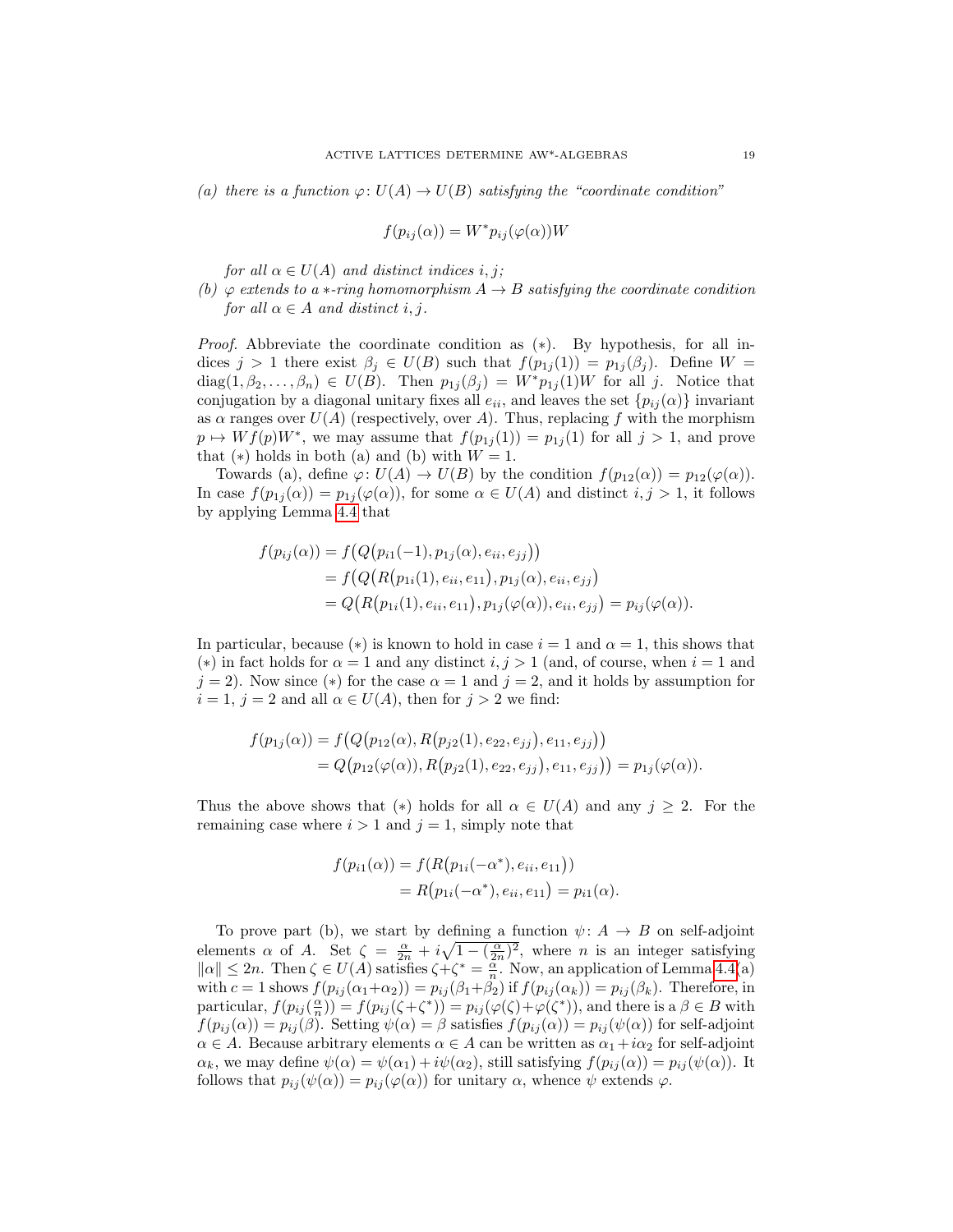*(a) there is a function $\varphi\colon U(A) \to U(B)$ satisfying the "coordinate condition"*

$$f(p_{ij}(\alpha)) = W^* p_{ij}(\varphi(\alpha))W$$

*for all $\alpha \in U(A)$ and distinct indices $i, j$;*

*(b) $\varphi$ extends to a $*$-ring homomorphism $A \to B$ satisfying the coordinate condition for all $\alpha \in A$ and distinct $i, j$.*

*Proof.* Abbreviate the coordinate condition as $(*)$. By hypothesis, for all indices $j > 1$ there exist $\beta_j \in U(B)$ such that $f(p_{1j}(1)) = p_{1j}(\beta_j)$. Define $W = \operatorname{diag}(1, \beta_2, \ldots, \beta_n) \in U(B)$. Then $p_{1j}(\beta_j) = W^* p_{1j}(1)W$ for all $j$. Notice that conjugation by a diagonal unitary fixes all $e_{ii}$, and leaves the set $\{p_{ij}(\alpha)\}$ invariant as $\alpha$ ranges over $U(A)$ (respectively, over $A$). Thus, replacing $f$ with the morphism $p \mapsto Wf(p)W^*$, we may assume that $f(p_{1j}(1)) = p_{1j}(1)$ for all $j > 1$, and prove that $(*)$ holds in both (a) and (b) with $W = 1$.

Towards (a), define $\varphi\colon U(A) \to U(B)$ by the condition $f(p_{12}(\alpha)) = p_{12}(\varphi(\alpha))$. In case $f(p_{1j}(\alpha)) = p_{1j}(\varphi(\alpha))$, for some $\alpha \in U(A)$ and distinct $i, j > 1$, it follows by applying Lemma 4.4 that

$$\begin{aligned}
f(p_{ij}(\alpha)) &= f\big(Q\big(p_{i1}(-1), p_{1j}(\alpha), e_{ii}, e_{jj}\big)\big) \\
&= f\big(Q\big(R\big(p_{1i}(1), e_{ii}, e_{11}\big), p_{1j}(\alpha), e_{ii}, e_{jj}\big) \\
&= Q\big(R\big(p_{1i}(1), e_{ii}, e_{11}\big), p_{1j}(\varphi(\alpha)), e_{ii}, e_{jj}\big) = p_{ij}(\varphi(\alpha)).
\end{aligned}$$

In particular, because $(*)$ is known to hold in case $i = 1$ and $\alpha = 1$, this shows that $(*)$ in fact holds for $\alpha = 1$ and any distinct $i, j > 1$ (and, of course, when $i = 1$ and $j = 2$). Now since $(*)$ for the case $\alpha = 1$ and $j = 2$, and it holds by assumption for $i = 1$, $j = 2$ and all $\alpha \in U(A)$, then for $j > 2$ we find:

$$\begin{aligned}
f(p_{1j}(\alpha)) &= f\big(Q\big(p_{12}(\alpha), R\big(p_{j2}(1), e_{22}, e_{jj}\big), e_{11}, e_{jj}\big)\big) \\
&= Q\big(p_{12}(\varphi(\alpha)), R\big(p_{j2}(1), e_{22}, e_{jj}\big), e_{11}, e_{jj}\big)\big) = p_{1j}(\varphi(\alpha)).
\end{aligned}$$

Thus the above shows that $(*)$ holds for all $\alpha \in U(A)$ and any $j \geq 2$. For the remaining case where $i > 1$ and $j = 1$, simply note that

$$\begin{aligned}
f(p_{i1}(\alpha)) &= f(R\big(p_{1i}(-\alpha^*), e_{ii}, e_{11}\big)) \\
&= R\big(p_{1i}(-\alpha^*), e_{ii}, e_{11}\big) = p_{i1}(\alpha).
\end{aligned}$$

To prove part (b), we start by defining a function $\psi\colon A \to B$ on self-adjoint elements $\alpha$ of $A$. Set $\zeta = \frac{\alpha}{2n} + i\sqrt{1 - (\frac{\alpha}{2n})^2}$, where $n$ is an integer satisfying $\|\alpha\| \leq 2n$. Then $\zeta \in U(A)$ satisfies $\zeta + \zeta^* = \frac{\alpha}{n}$. Now, an application of Lemma 4.4(a) with $c = 1$ shows $f(p_{ij}(\alpha_1 + \alpha_2)) = p_{ij}(\beta_1 + \beta_2)$ if $f(p_{ij}(\alpha_k)) = p_{ij}(\beta_k)$. Therefore, in particular, $f(p_{ij}(\frac{\alpha}{n})) = f(p_{ij}(\zeta + \zeta^*)) = p_{ij}(\varphi(\zeta) + \varphi(\zeta^*))$, and there is a $\beta \in B$ with $f(p_{ij}(\alpha)) = p_{ij}(\beta)$. Setting $\psi(\alpha) = \beta$ satisfies $f(p_{ij}(\alpha)) = p_{ij}(\psi(\alpha))$ for self-adjoint $\alpha \in A$. Because arbitrary elements $\alpha \in A$ can be written as $\alpha_1 + i\alpha_2$ for self-adjoint $\alpha_k$, we may define $\psi(\alpha) = \psi(\alpha_1) + i\psi(\alpha_2)$, still satisfying $f(p_{ij}(\alpha)) = p_{ij}(\psi(\alpha))$. It follows that $p_{ij}(\psi(\alpha)) = p_{ij}(\varphi(\alpha))$ for unitary $\alpha$, whence $\psi$ extends $\varphi$.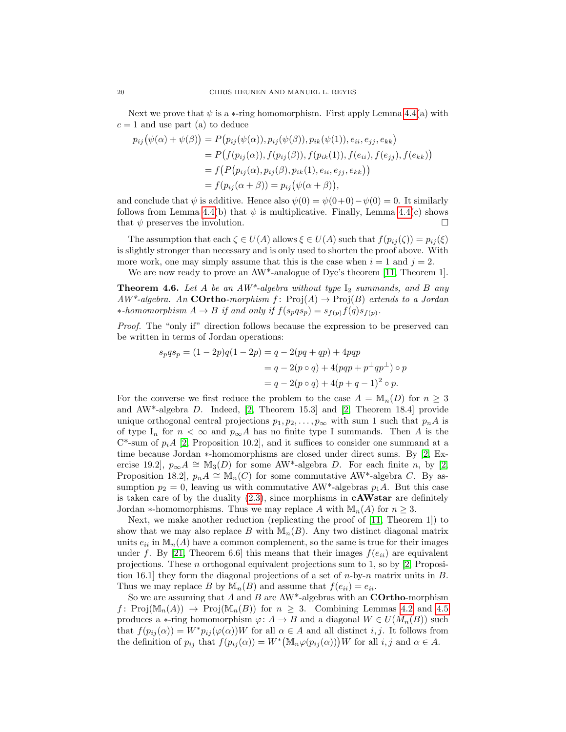Next we prove that $\psi$ is a $*$-ring homomorphism. First apply Lemma 4.4(a) with $c = 1$ and use part (a) to deduce

$$
\begin{aligned}
p_{ij}\big(\psi(\alpha)+\psi(\beta)\big) &= P\big(p_{ij}(\psi(\alpha)), p_{ij}(\psi(\beta)), p_{ik}(\psi(1)), e_{ii}, e_{jj}, e_{kk}\big) \\
&= P\big(f(p_{ij}(\alpha)), f(p_{ij}(\beta)), f(p_{ik}(1)), f(e_{ii}), f(e_{jj}), f(e_{kk})\big) \\
&= f\big(P\big(p_{ij}(\alpha), p_{ij}(\beta), p_{ik}(1), e_{ii}, e_{jj}, e_{kk}\big)\big) \\
&= f(p_{ij}(\alpha+\beta)) = p_{ij}\big(\psi(\alpha+\beta)\big),
\end{aligned}
$$

and conclude that $\psi$ is additive. Hence also $\psi(0) = \psi(0+0) - \psi(0) = 0$. It similarly follows from Lemma 4.4(b) that $\psi$ is multiplicative. Finally, Lemma 4.4(c) shows that $\psi$ preserves the involution. □

The assumption that each $\zeta \in U(A)$ allows $\xi \in U(A)$ such that $f(p_{ij}(\zeta)) = p_{ij}(\xi)$ is slightly stronger than necessary and is only used to shorten the proof above. With more work, one may simply assume that this is the case when $i = 1$ and $j = 2$.

We are now ready to prove an AW\*-analogue of Dye's theorem [11, Theorem 1].

**Theorem 4.6.** *Let $A$ be an AW\*-algebra without type* $\mathrm{I}_2$ *summands, and $B$ any AW\*-algebra. An* **COrtho**-*morphism* $f\colon \mathrm{Proj}(A) \to \mathrm{Proj}(B)$ *extends to a Jordan $*$-homomorphism $A \to B$ if and only if* $f(s_p q s_p) = s_{f(p)} f(q) s_{f(p)}$.

*Proof.* The "only if" direction follows because the expression to be preserved can be written in terms of Jordan operations:

$$
\begin{aligned}
s_p q s_p = (1-2p)q(1-2p) &= q - 2(pq+qp) + 4pqp \\
&= q - 2(p \circ q) + 4(pqp + p^{\perp} q p^{\perp}) \circ p \\
&= q - 2(p \circ q) + 4(p+q-1)^2 \circ p.
\end{aligned}
$$

For the converse we first reduce the problem to the case $A = \mathbb{M}_n(D)$ for $n \geq 3$ and AW\*-algebra $D$. Indeed, [2, Theorem 15.3] and [2, Theorem 18.4] provide unique orthogonal central projections $p_1, p_2, \ldots, p_\infty$ with sum 1 such that $p_n A$ is of type $\mathrm{I}_n$ for $n < \infty$ and $p_\infty A$ has no finite type I summands. Then $A$ is the C\*-sum of $p_i A$ [2, Proposition 10.2], and it suffices to consider one summand at a time because Jordan $*$-homomorphisms are closed under direct sums. By [2, Exercise 19.2], $p_\infty A \cong \mathbb{M}_3(D)$ for some AW\*-algebra $D$. For each finite $n$, by [2, Proposition 18.2], $p_n A \cong \mathbb{M}_n(C)$ for some commutative AW\*-algebra $C$. By assumption $p_2 = 0$, leaving us with commutative AW\*-algebras $p_1 A$. But this case is taken care of by the duality (2.3), since morphisms in **cAWstar** are definitely Jordan $*$-homomorphisms. Thus we may replace $A$ with $\mathbb{M}_n(A)$ for $n \geq 3$.

Next, we make another reduction (replicating the proof of [11, Theorem 1]) to show that we may also replace $B$ with $\mathbb{M}_n(B)$. Any two distinct diagonal matrix units $e_{ii}$ in $\mathbb{M}_n(A)$ have a common complement, so the same is true for their images under $f$. By [21, Theorem 6.6] this means that their images $f(e_{ii})$ are equivalent projections. These $n$ orthogonal equivalent projections sum to 1, so by [2, Proposition 16.1] they form the diagonal projections of a set of $n$-by-$n$ matrix units in $B$. Thus we may replace $B$ by $\mathbb{M}_n(B)$ and assume that $f(e_{ii}) = e_{ii}$.

So we are assuming that $A$ and $B$ are AW\*-algebras with an **COrtho**-morphism $f\colon \mathrm{Proj}(\mathbb{M}_n(A)) \to \mathrm{Proj}(\mathbb{M}_n(B))$ for $n \geq 3$. Combining Lemmas 4.2 and 4.5 produces a $*$-ring homomorphism $\varphi\colon A \to B$ and a diagonal $W \in U(M_n(B))$ such that $f(p_{ij}(\alpha)) = W^* p_{ij}(\varphi(\alpha)) W$ for all $\alpha \in A$ and all distinct $i, j$. It follows from the definition of $p_{ij}$ that $f(p_{ij}(\alpha)) = W^*\big(\mathbb{M}_n \varphi(p_{ij}(\alpha))\big) W$ for all $i, j$ and $\alpha \in A$.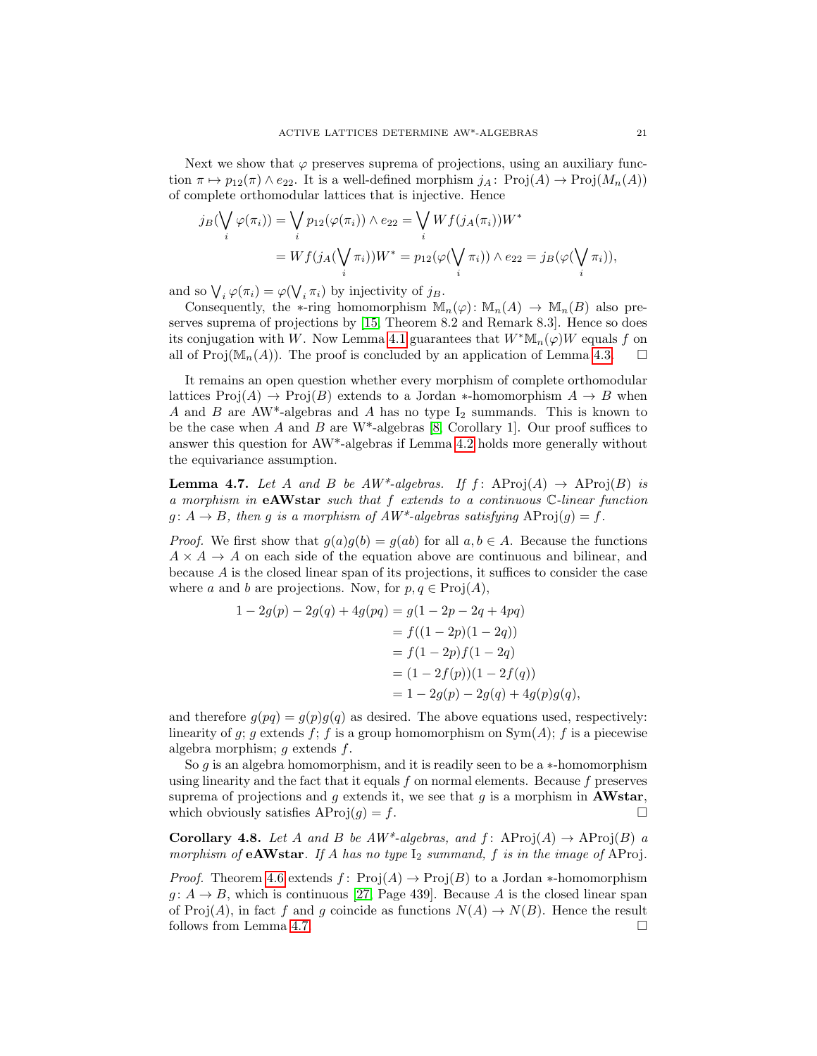Next we show that $\varphi$ preserves suprema of projections, using an auxiliary function $\pi \mapsto p_{12}(\pi) \wedge e_{22}$. It is a well-defined morphism $j_A \colon \mathrm{Proj}(A) \to \mathrm{Proj}(M_n(A))$ of complete orthomodular lattices that is injective. Hence

$$
\begin{aligned}
j_B\Big(\bigvee_i \varphi(\pi_i)\Big) &= \bigvee_i p_{12}(\varphi(\pi_i)) \wedge e_{22} = \bigvee_i W f(j_A(\pi_i)) W^* \\
&= W f\Big(j_A\Big(\bigvee_i \pi_i\Big)\Big) W^* = p_{12}\Big(\varphi\Big(\bigvee_i \pi_i\Big)\Big) \wedge e_{22} = j_B\Big(\varphi\Big(\bigvee_i \pi_i\Big)\Big),
\end{aligned}
$$

and so $\bigvee_i \varphi(\pi_i) = \varphi(\bigvee_i \pi_i)$ by injectivity of $j_B$.

Consequently, the $*$-ring homomorphism $\mathbb{M}_n(\varphi) \colon \mathbb{M}_n(A) \to \mathbb{M}_n(B)$ also preserves suprema of projections by [15, Theorem 8.2 and Remark 8.3]. Hence so does its conjugation with $W$. Now Lemma 4.1 guarantees that $W^* \mathbb{M}_n(\varphi) W$ equals $f$ on all of $\mathrm{Proj}(\mathbb{M}_n(A))$. The proof is concluded by an application of Lemma 4.3. $\square$

It remains an open question whether every morphism of complete orthomodular lattices $\mathrm{Proj}(A) \to \mathrm{Proj}(B)$ extends to a Jordan $*$-homomorphism $A \to B$ when $A$ and $B$ are AW\*-algebras and $A$ has no type $\mathrm{I}_2$ summands. This is known to be the case when $A$ and $B$ are W\*-algebras [8, Corollary 1]. Our proof suffices to answer this question for AW\*-algebras if Lemma 4.2 holds more generally without the equivariance assumption.

**Lemma 4.7.** *Let $A$ and $B$ be AW\*-algebras. If $f \colon \mathrm{AProj}(A) \to \mathrm{AProj}(B)$ is a morphism in* **eAWstar** *such that $f$ extends to a continuous $\mathbb{C}$-linear function $g \colon A \to B$, then $g$ is a morphism of AW\*-algebras satisfying $\mathrm{AProj}(g) = f$.*

*Proof.* We first show that $g(a)g(b) = g(ab)$ for all $a, b \in A$. Because the functions $A \times A \to A$ on each side of the equation above are continuous and bilinear, and because $A$ is the closed linear span of its projections, it suffices to consider the case where $a$ and $b$ are projections. Now, for $p, q \in \mathrm{Proj}(A)$,

$$
\begin{aligned}
1 - 2g(p) - 2g(q) + 4g(pq) &= g(1 - 2p - 2q + 4pq) \\
&= f((1-2p)(1-2q)) \\
&= f(1-2p) f(1-2q) \\
&= (1 - 2f(p))(1 - 2f(q)) \\
&= 1 - 2g(p) - 2g(q) + 4g(p)g(q),
\end{aligned}
$$

and therefore $g(pq) = g(p)g(q)$ as desired. The above equations used, respectively: linearity of $g$; $g$ extends $f$; $f$ is a group homomorphism on $\mathrm{Sym}(A)$; $f$ is a piecewise algebra morphism; $g$ extends $f$.

So $g$ is an algebra homomorphism, and it is readily seen to be a $*$-homomorphism using linearity and the fact that it equals $f$ on normal elements. Because $f$ preserves suprema of projections and $g$ extends it, we see that $g$ is a morphism in **AWstar**, which obviously satisfies $\mathrm{AProj}(g) = f$. $\square$

**Corollary 4.8.** *Let $A$ and $B$ be AW\*-algebras, and $f \colon \mathrm{AProj}(A) \to \mathrm{AProj}(B)$ a morphism of* **eAWstar**. *If $A$ has no type $\mathrm{I}_2$ summand, $f$ is in the image of* $\mathrm{AProj}$.

*Proof.* Theorem 4.6 extends $f \colon \mathrm{Proj}(A) \to \mathrm{Proj}(B)$ to a Jordan $*$-homomorphism $g \colon A \to B$, which is continuous [27, Page 439]. Because $A$ is the closed linear span of $\mathrm{Proj}(A)$, in fact $f$ and $g$ coincide as functions $N(A) \to N(B)$. Hence the result follows from Lemma 4.7. $\square$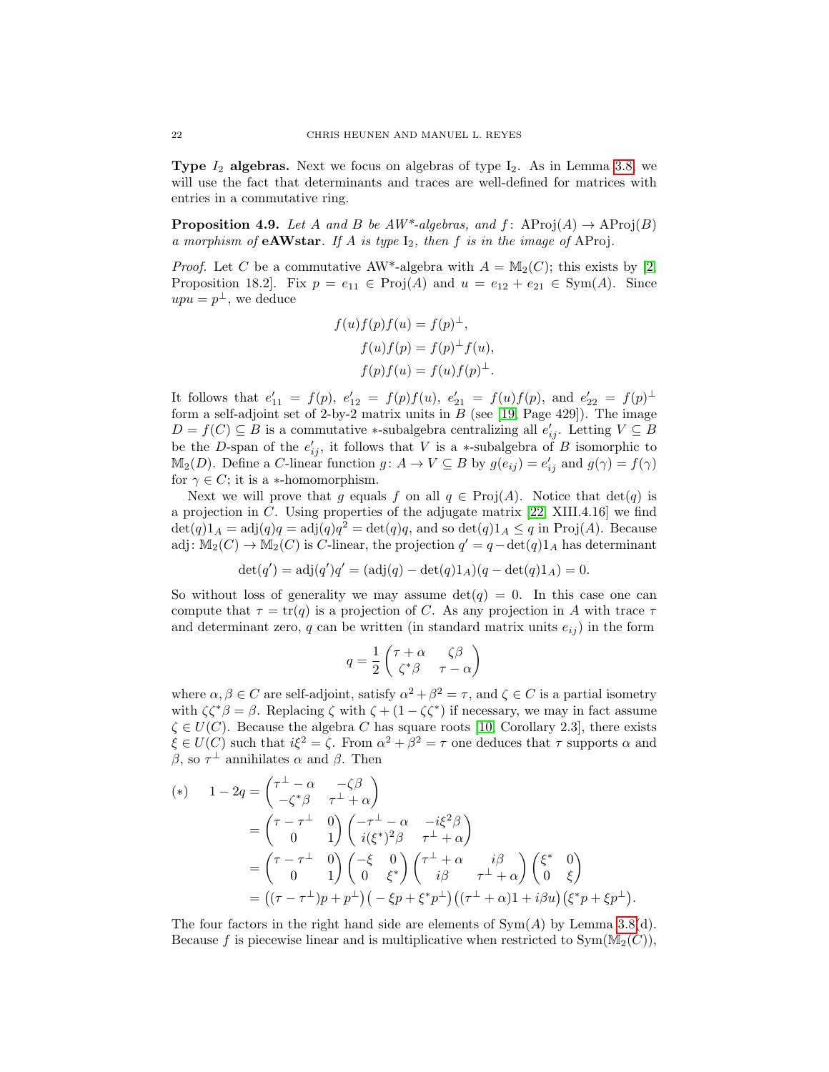**Type $I_2$ algebras.** Next we focus on algebras of type $\mathrm{I}_2$. As in Lemma 3.8, we will use the fact that determinants and traces are well-defined for matrices with entries in a commutative ring.

**Proposition 4.9.** *Let $A$ and $B$ be AW\*-algebras, and $f\colon \mathrm{AProj}(A) \to \mathrm{AProj}(B)$ a morphism of* **eAWstar**. *If $A$ is type $\mathrm{I}_2$, then $f$ is in the image of* AProj.

*Proof.* Let $C$ be a commutative AW\*-algebra with $A = \mathbb{M}_2(C)$; this exists by [2, Proposition 18.2]. Fix $p = e_{11} \in \mathrm{Proj}(A)$ and $u = e_{12} + e_{21} \in \mathrm{Sym}(A)$. Since $upu = p^\perp$, we deduce

$$
\begin{aligned}
f(u)f(p)f(u) &= f(p)^\perp, \\
f(u)f(p) &= f(p)^\perp f(u), \\
f(p)f(u) &= f(u)f(p)^\perp.
\end{aligned}
$$

It follows that $e'_{11} = f(p)$, $e'_{12} = f(p)f(u)$, $e'_{21} = f(u)f(p)$, and $e'_{22} = f(p)^\perp$ form a self-adjoint set of 2-by-2 matrix units in $B$ (see [19, Page 429]). The image $D = f(C) \subseteq B$ is a commutative $*$-subalgebra centralizing all $e'_{ij}$. Letting $V \subseteq B$ be the $D$-span of the $e'_{ij}$, it follows that $V$ is a $*$-subalgebra of $B$ isomorphic to $\mathbb{M}_2(D)$. Define a $C$-linear function $g\colon A \to V \subseteq B$ by $g(e_{ij}) = e'_{ij}$ and $g(\gamma) = f(\gamma)$ for $\gamma \in C$; it is a $*$-homomorphism.

Next we will prove that $g$ equals $f$ on all $q \in \mathrm{Proj}(A)$. Notice that $\det(q)$ is a projection in $C$. Using properties of the adjugate matrix [22, XIII.4.16] we find $\det(q)1_A = \mathrm{adj}(q)q = \mathrm{adj}(q)q^2 = \det(q)q$, and so $\det(q)1_A \leq q$ in $\mathrm{Proj}(A)$. Because $\mathrm{adj}\colon \mathbb{M}_2(C) \to \mathbb{M}_2(C)$ is $C$-linear, the projection $q' = q - \det(q)1_A$ has determinant

$$\det(q') = \mathrm{adj}(q')q' = (\mathrm{adj}(q) - \det(q)1_A)(q - \det(q)1_A) = 0.$$

So without loss of generality we may assume $\det(q) = 0$. In this case one can compute that $\tau = \mathrm{tr}(q)$ is a projection of $C$. As any projection in $A$ with trace $\tau$ and determinant zero, $q$ can be written (in standard matrix units $e_{ij}$) in the form

$$q = \frac{1}{2}\begin{pmatrix} \tau + \alpha & \zeta\beta \\ \zeta^*\beta & \tau - \alpha \end{pmatrix}$$

where $\alpha, \beta \in C$ are self-adjoint, satisfy $\alpha^2 + \beta^2 = \tau$, and $\zeta \in C$ is a partial isometry with $\zeta\zeta^*\beta = \beta$. Replacing $\zeta$ with $\zeta + (1 - \zeta\zeta^*)$ if necessary, we may in fact assume $\zeta \in U(C)$. Because the algebra $C$ has square roots [10, Corollary 2.3], there exists $\xi \in U(C)$ such that $i\xi^2 = \zeta$. From $\alpha^2 + \beta^2 = \tau$ one deduces that $\tau$ supports $\alpha$ and $\beta$, so $\tau^\perp$ annihilates $\alpha$ and $\beta$. Then

$$
\begin{aligned}
(*) \qquad 1 - 2q &= \begin{pmatrix} \tau^\perp - \alpha & -\zeta\beta \\ -\zeta^*\beta & \tau^\perp + \alpha \end{pmatrix} \\
&= \begin{pmatrix} \tau - \tau^\perp & 0 \\ 0 & 1 \end{pmatrix} \begin{pmatrix} -\tau^\perp - \alpha & -i\xi^2\beta \\ i(\xi^*)^2\beta & \tau^\perp + \alpha \end{pmatrix} \\
&= \begin{pmatrix} \tau - \tau^\perp & 0 \\ 0 & 1 \end{pmatrix} \begin{pmatrix} -\xi & 0 \\ 0 & \xi^* \end{pmatrix} \begin{pmatrix} \tau^\perp + \alpha & i\beta \\ i\beta & \tau^\perp + \alpha \end{pmatrix} \begin{pmatrix} \xi^* & 0 \\ 0 & \xi \end{pmatrix} \\
&= \big((\tau - \tau^\perp)p + p^\perp\big)\big(-\xi p + \xi^* p^\perp\big)\big((\tau^\perp + \alpha)1 + i\beta u\big)\big(\xi^* p + \xi p^\perp\big).
\end{aligned}
$$

The four factors in the right hand side are elements of $\mathrm{Sym}(A)$ by Lemma 3.8(d). Because $f$ is piecewise linear and is multiplicative when restricted to $\mathrm{Sym}(\mathbb{M}_2(C))$,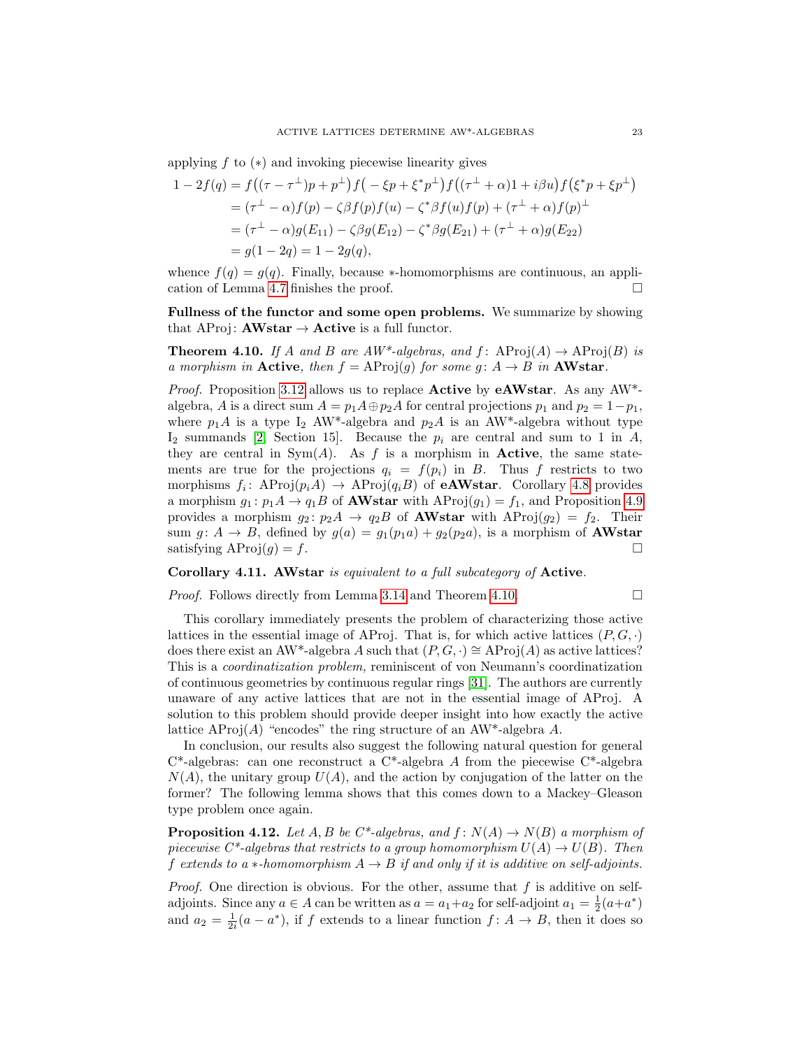applying $f$ to $(*)$ and invoking piecewise linearity gives

$$
\begin{aligned}
1-2f(q) &= f\big((\tau-\tau^\perp)p+p^\perp\big)f\big(-\xi p+\xi^* p^\perp\big)f\big((\tau^\perp+\alpha)1+i\beta u\big)f\big(\xi^* p+\xi p^\perp\big)\\
&= (\tau^\perp-\alpha)f(p)-\zeta\beta f(p)f(u)-\zeta^*\beta f(u)f(p)+(\tau^\perp+\alpha)f(p)^\perp\\
&= (\tau^\perp-\alpha)g(E_{11})-\zeta\beta g(E_{12})-\zeta^*\beta g(E_{21})+(\tau^\perp+\alpha)g(E_{22})\\
&= g(1-2q)=1-2g(q),
\end{aligned}
$$

whence $f(q)=g(q)$. Finally, because $*$-homomorphisms are continuous, an application of Lemma 4.7 finishes the proof. $\square$

**Fullness of the functor and some open problems.** We summarize by showing that $\mathrm{AProj}\colon \mathbf{AWstar}\to\mathbf{Active}$ is a full functor.

**Theorem 4.10.** *If $A$ and $B$ are AW\*-algebras, and $f\colon \mathrm{AProj}(A)\to\mathrm{AProj}(B)$ is a morphism in* **Active**, *then $f=\mathrm{AProj}(g)$ for some $g\colon A\to B$ in* **AWstar**.

*Proof.* Proposition 3.12 allows us to replace **Active** by **eAWstar**. As any AW\*-algebra, $A$ is a direct sum $A=p_1A\oplus p_2A$ for central projections $p_1$ and $p_2=1-p_1$, where $p_1A$ is a type $\mathrm{I}_2$ AW\*-algebra and $p_2A$ is an AW\*-algebra without type $\mathrm{I}_2$ summands [2, Section 15]. Because the $p_i$ are central and sum to 1 in $A$, they are central in $\mathrm{Sym}(A)$. As $f$ is a morphism in **Active**, the same statements are true for the projections $q_i=f(p_i)$ in $B$. Thus $f$ restricts to two morphisms $f_i\colon \mathrm{AProj}(p_iA)\to\mathrm{AProj}(q_iB)$ of **eAWstar**. Corollary 4.8 provides a morphism $g_1\colon p_1A\to q_1B$ of **AWstar** with $\mathrm{AProj}(g_1)=f_1$, and Proposition 4.9 provides a morphism $g_2\colon p_2A\to q_2B$ of **AWstar** with $\mathrm{AProj}(g_2)=f_2$. Their sum $g\colon A\to B$, defined by $g(a)=g_1(p_1a)+g_2(p_2a)$, is a morphism of **AWstar** satisfying $\mathrm{AProj}(g)=f$. $\square$

**Corollary 4.11.** **AWstar** *is equivalent to a full subcategory of* **Active**.

*Proof.* Follows directly from Lemma 3.14 and Theorem 4.10. $\square$

This corollary immediately presents the problem of characterizing those active lattices in the essential image of AProj. That is, for which active lattices $(P,G,\cdot)$ does there exist an AW\*-algebra $A$ such that $(P,G,\cdot)\cong\mathrm{AProj}(A)$ as active lattices? This is a *coordinatization problem,* reminiscent of von Neumann's coordinatization of continuous geometries by continuous regular rings [31]. The authors are currently unaware of any active lattices that are not in the essential image of AProj. A solution to this problem should provide deeper insight into how exactly the active lattice $\mathrm{AProj}(A)$ "encodes" the ring structure of an AW\*-algebra $A$.

In conclusion, our results also suggest the following natural question for general C\*-algebras: can one reconstruct a C\*-algebra $A$ from the piecewise C\*-algebra $N(A)$, the unitary group $U(A)$, and the action by conjugation of the latter on the former? The following lemma shows that this comes down to a Mackey–Gleason type problem once again.

**Proposition 4.12.** *Let $A,B$ be C\*-algebras, and $f\colon N(A)\to N(B)$ a morphism of piecewise C\*-algebras that restricts to a group homomorphism $U(A)\to U(B)$. Then $f$ extends to a $*$-homomorphism $A\to B$ if and only if it is additive on self-adjoints.*

*Proof.* One direction is obvious. For the other, assume that $f$ is additive on self-adjoints. Since any $a\in A$ can be written as $a=a_1+a_2$ for self-adjoint $a_1=\frac{1}{2}(a+a^*)$ and $a_2=\frac{1}{2i}(a-a^*)$, if $f$ extends to a linear function $f\colon A\to B$, then it does so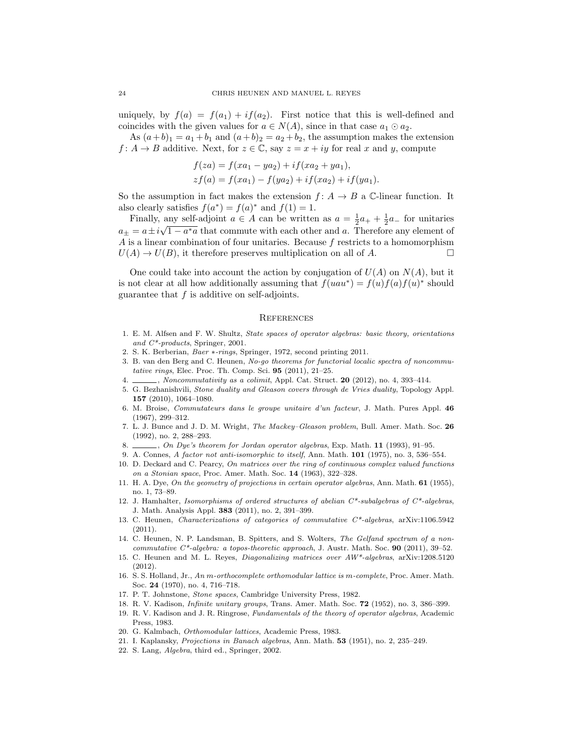uniquely, by $f(a) = f(a_1) + if(a_2)$. First notice that this is well-defined and coincides with the given values for $a \in N(A)$, since in that case $a_1 \odot a_2$.

As $(a+b)_1 = a_1 + b_1$ and $(a+b)_2 = a_2 + b_2$, the assumption makes the extension $f \colon A \to B$ additive. Next, for $z \in \mathbb{C}$, say $z = x + iy$ for real $x$ and $y$, compute

$$
\begin{aligned}
f(za) &= f(xa_1 - ya_2) + if(xa_2 + ya_1), \\
zf(a) &= f(xa_1) - f(ya_2) + if(xa_2) + if(ya_1).
\end{aligned}
$$

So the assumption in fact makes the extension $f \colon A \to B$ a $\mathbb{C}$-linear function. It also clearly satisfies $f(a^*) = f(a)^*$ and $f(1) = 1$.

Finally, any self-adjoint $a \in A$ can be written as $a = \frac{1}{2}a_+ + \frac{1}{2}a_-$ for unitaries $a_\pm = a \pm i\sqrt{1 - a^*a}$ that commute with each other and $a$. Therefore any element of $A$ is a linear combination of four unitaries. Because $f$ restricts to a homomorphism $U(A) \to U(B)$, it therefore preserves multiplication on all of $A$. □

One could take into account the action by conjugation of $U(A)$ on $N(A)$, but it is not clear at all how additionally assuming that $f(uau^*) = f(u)f(a)f(u)^*$ should guarantee that $f$ is additive on self-adjoints.

## References

1. E. M. Alfsen and F. W. Shultz, *State spaces of operator algebras: basic theory, orientations and C\*-products*, Springer, 2001.
2. S. K. Berberian, *Baer ∗-rings*, Springer, 1972, second printing 2011.
3. B. van den Berg and C. Heunen, *No-go theorems for functorial localic spectra of noncommutative rings*, Elec. Proc. Th. Comp. Sci. **95** (2011), 21–25.
4. ______, *Noncommutativity as a colimit*, Appl. Cat. Struct. **20** (2012), no. 4, 393–414.
5. G. Bezhanishvili, *Stone duality and Gleason covers through de Vries duality*, Topology Appl. **157** (2010), 1064–1080.
6. M. Broise, *Commutateurs dans le groupe unitaire d'un facteur*, J. Math. Pures Appl. **46** (1967), 299–312.
7. L. J. Bunce and J. D. M. Wright, *The Mackey–Gleason problem*, Bull. Amer. Math. Soc. **26** (1992), no. 2, 288–293.
8. ______, *On Dye's theorem for Jordan operator algebras*, Exp. Math. **11** (1993), 91–95.
9. A. Connes, *A factor not anti-isomorphic to itself*, Ann. Math. **101** (1975), no. 3, 536–554.
10. D. Deckard and C. Pearcy, *On matrices over the ring of continuous complex valued functions on a Stonian space*, Proc. Amer. Math. Soc. **14** (1963), 322–328.
11. H. A. Dye, *On the geometry of projections in certain operator algebras*, Ann. Math. **61** (1955), no. 1, 73–89.
12. J. Hamhalter, *Isomorphisms of ordered structures of abelian C\*-subalgebras of C\*-algebras*, J. Math. Analysis Appl. **383** (2011), no. 2, 391–399.
13. C. Heunen, *Characterizations of categories of commutative C\*-algebras*, arXiv:1106.5942 (2011).
14. C. Heunen, N. P. Landsman, B. Spitters, and S. Wolters, *The Gelfand spectrum of a noncommutative C\*-algebra: a topos-theoretic approach*, J. Austr. Math. Soc. **90** (2011), 39–52.
15. C. Heunen and M. L. Reyes, *Diagonalizing matrices over AW\*-algebras*, arXiv:1208.5120 (2012).
16. S. S. Holland, Jr., *An m-orthocomplete orthomodular lattice is m-complete*, Proc. Amer. Math. Soc. **24** (1970), no. 4, 716–718.
17. P. T. Johnstone, *Stone spaces*, Cambridge University Press, 1982.
18. R. V. Kadison, *Infinite unitary groups*, Trans. Amer. Math. Soc. **72** (1952), no. 3, 386–399.
19. R. V. Kadison and J. R. Ringrose, *Fundamentals of the theory of operator algebras*, Academic Press, 1983.
20. G. Kalmbach, *Orthomodular lattices*, Academic Press, 1983.
21. I. Kaplansky, *Projections in Banach algebras*, Ann. Math. **53** (1951), no. 2, 235–249.
22. S. Lang, *Algebra*, third ed., Springer, 2002.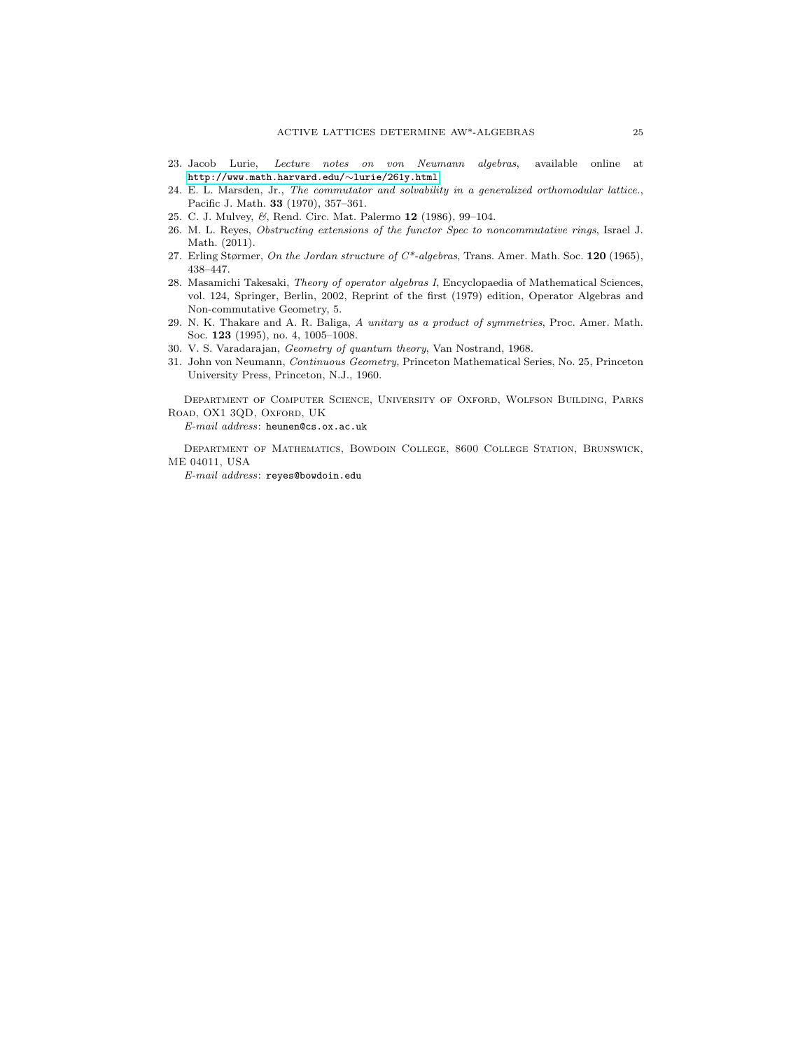23. Jacob Lurie, *Lecture notes on von Neumann algebras*, available online at http://www.math.harvard.edu/∼lurie/261y.html
24. E. L. Marsden, Jr., *The commutator and solvability in a generalized orthomodular lattice.*, Pacific J. Math. **33** (1970), 357–361.
25. C. J. Mulvey, *&*, Rend. Circ. Mat. Palermo **12** (1986), 99–104.
26. M. L. Reyes, *Obstructing extensions of the functor Spec to noncommutative rings*, Israel J. Math. (2011).
27. Erling Størmer, *On the Jordan structure of C\*-algebras*, Trans. Amer. Math. Soc. **120** (1965), 438–447.
28. Masamichi Takesaki, *Theory of operator algebras I*, Encyclopaedia of Mathematical Sciences, vol. 124, Springer, Berlin, 2002, Reprint of the first (1979) edition, Operator Algebras and Non-commutative Geometry, 5.
29. N. K. Thakare and A. R. Baliga, *A unitary as a product of symmetries*, Proc. Amer. Math. Soc. **123** (1995), no. 4, 1005–1008.
30. V. S. Varadarajan, *Geometry of quantum theory*, Van Nostrand, 1968.
31. John von Neumann, *Continuous Geometry*, Princeton Mathematical Series, No. 25, Princeton University Press, Princeton, N.J., 1960.

Department of Computer Science, University of Oxford, Wolfson Building, Parks Road, OX1 3QD, Oxford, UK

*E-mail address*: heunen@cs.ox.ac.uk

Department of Mathematics, Bowdoin College, 8600 College Station, Brunswick, ME 04011, USA

*E-mail address*: reyes@bowdoin.edu